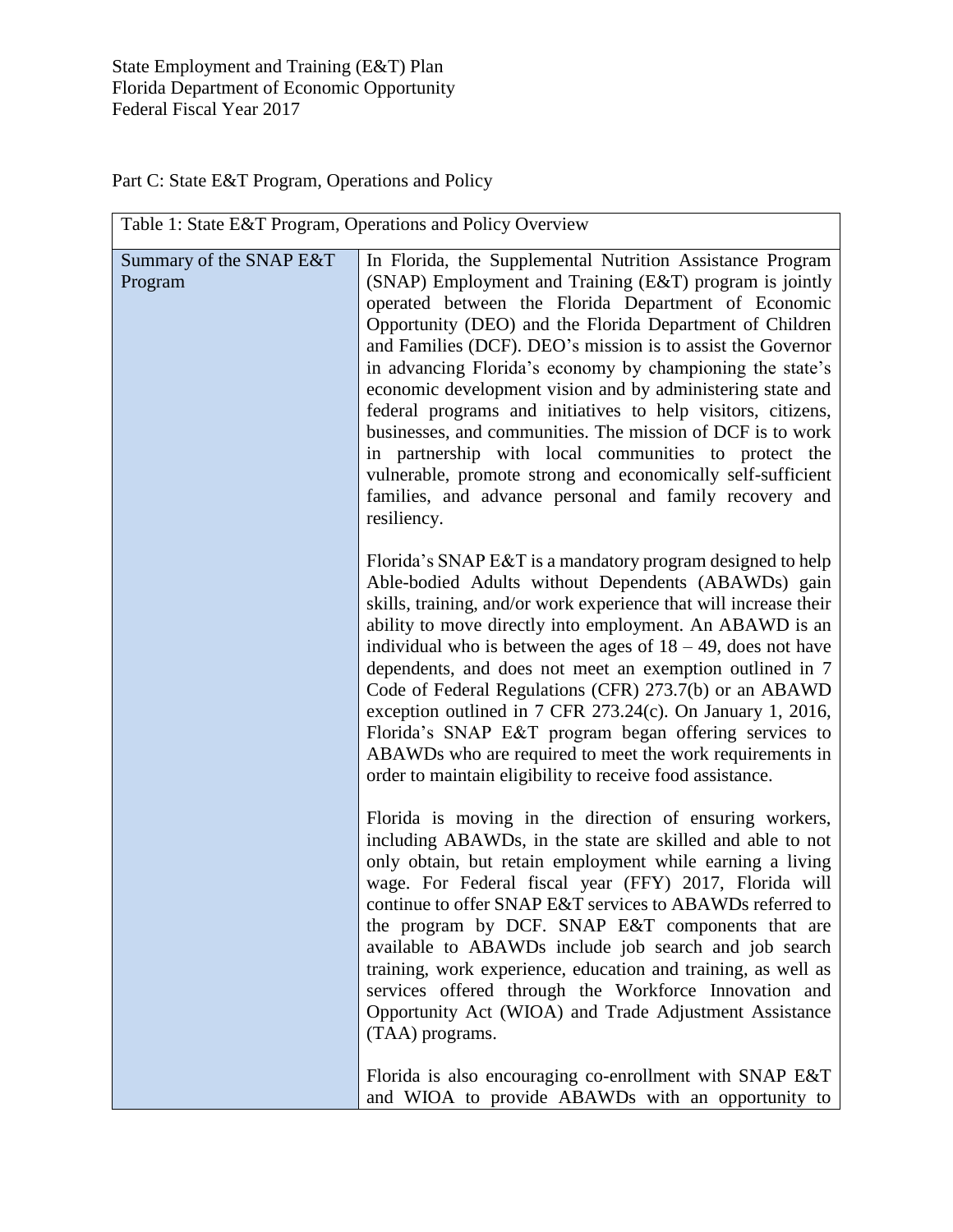State Employment and Training (E&T) Plan
Florida Department of Economic Opportunity
Federal Fiscal Year 2017

Part C: State E&T Program, Operations and Policy

| Table 1: State E&T Program, Operations and Policy Overview | |
|---|---|
| Summary of the SNAP E&T Program | In Florida, the Supplemental Nutrition Assistance Program (SNAP) Employment and Training (E&T) program is jointly operated between the Florida Department of Economic Opportunity (DEO) and the Florida Department of Children and Families (DCF). DEO's mission is to assist the Governor in advancing Florida's economy by championing the state's economic development vision and by administering state and federal programs and initiatives to help visitors, citizens, businesses, and communities. The mission of DCF is to work in partnership with local communities to protect the vulnerable, promote strong and economically self-sufficient families, and advance personal and family recovery and resiliency.<br><br>Florida's SNAP E&T is a mandatory program designed to help Able-bodied Adults without Dependents (ABAWDs) gain skills, training, and/or work experience that will increase their ability to move directly into employment. An ABAWD is an individual who is between the ages of 18 – 49, does not have dependents, and does not meet an exemption outlined in 7 Code of Federal Regulations (CFR) 273.7(b) or an ABAWD exception outlined in 7 CFR 273.24(c). On January 1, 2016, Florida's SNAP E&T program began offering services to ABAWDs who are required to meet the work requirements in order to maintain eligibility to receive food assistance.<br><br>Florida is moving in the direction of ensuring workers, including ABAWDs, in the state are skilled and able to not only obtain, but retain employment while earning a living wage. For Federal fiscal year (FFY) 2017, Florida will continue to offer SNAP E&T services to ABAWDs referred to the program by DCF. SNAP E&T components that are available to ABAWDs include job search and job search training, work experience, education and training, as well as services offered through the Workforce Innovation and Opportunity Act (WIOA) and Trade Adjustment Assistance (TAA) programs.<br><br>Florida is also encouraging co-enrollment with SNAP E&T and WIOA to provide ABAWDs with an opportunity to |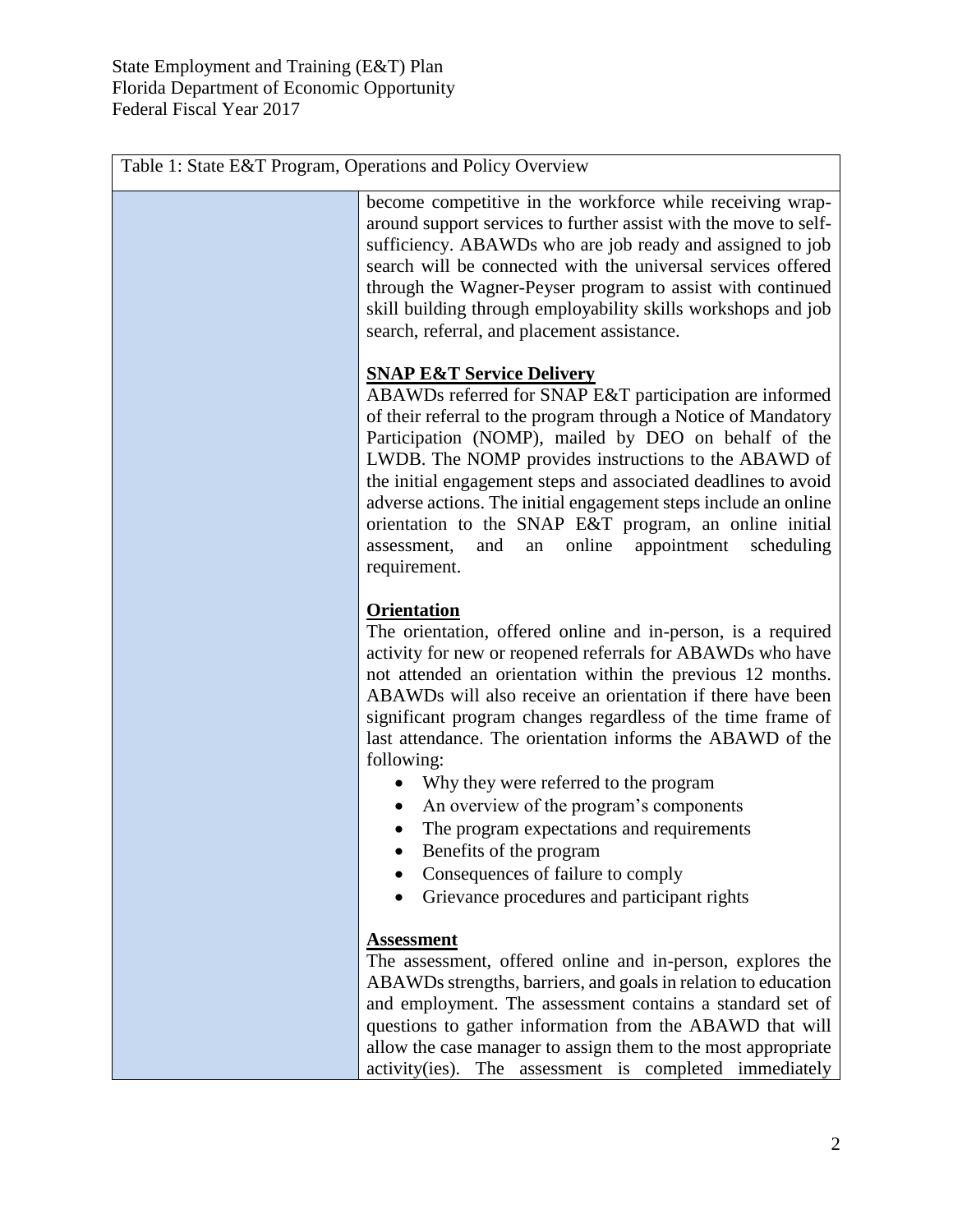| Table 1: State E&T Program, Operations and Policy Overview | |
|---|---|
| | become competitive in the workforce while receiving wrap-around support services to further assist with the move to self-sufficiency. ABAWDs who are job ready and assigned to job search will be connected with the universal services offered through the Wagner-Peyser program to assist with continued skill building through employability skills workshops and job search, referral, and placement assistance.<br><br>**SNAP E&T Service Delivery**<br>ABAWDs referred for SNAP E&T participation are informed of their referral to the program through a Notice of Mandatory Participation (NOMP), mailed by DEO on behalf of the LWDB. The NOMP provides instructions to the ABAWD of the initial engagement steps and associated deadlines to avoid adverse actions. The initial engagement steps include an online orientation to the SNAP E&T program, an online initial assessment, and an online appointment scheduling requirement.<br><br>**Orientation**<br>The orientation, offered online and in-person, is a required activity for new or reopened referrals for ABAWDs who have not attended an orientation within the previous 12 months. ABAWDs will also receive an orientation if there have been significant program changes regardless of the time frame of last attendance. The orientation informs the ABAWD of the following:<br>• Why they were referred to the program<br>• An overview of the program's components<br>• The program expectations and requirements<br>• Benefits of the program<br>• Consequences of failure to comply<br>• Grievance procedures and participant rights<br><br>**Assessment**<br>The assessment, offered online and in-person, explores the ABAWDs strengths, barriers, and goals in relation to education and employment. The assessment contains a standard set of questions to gather information from the ABAWD that will allow the case manager to assign them to the most appropriate activity(ies). The assessment is completed immediately |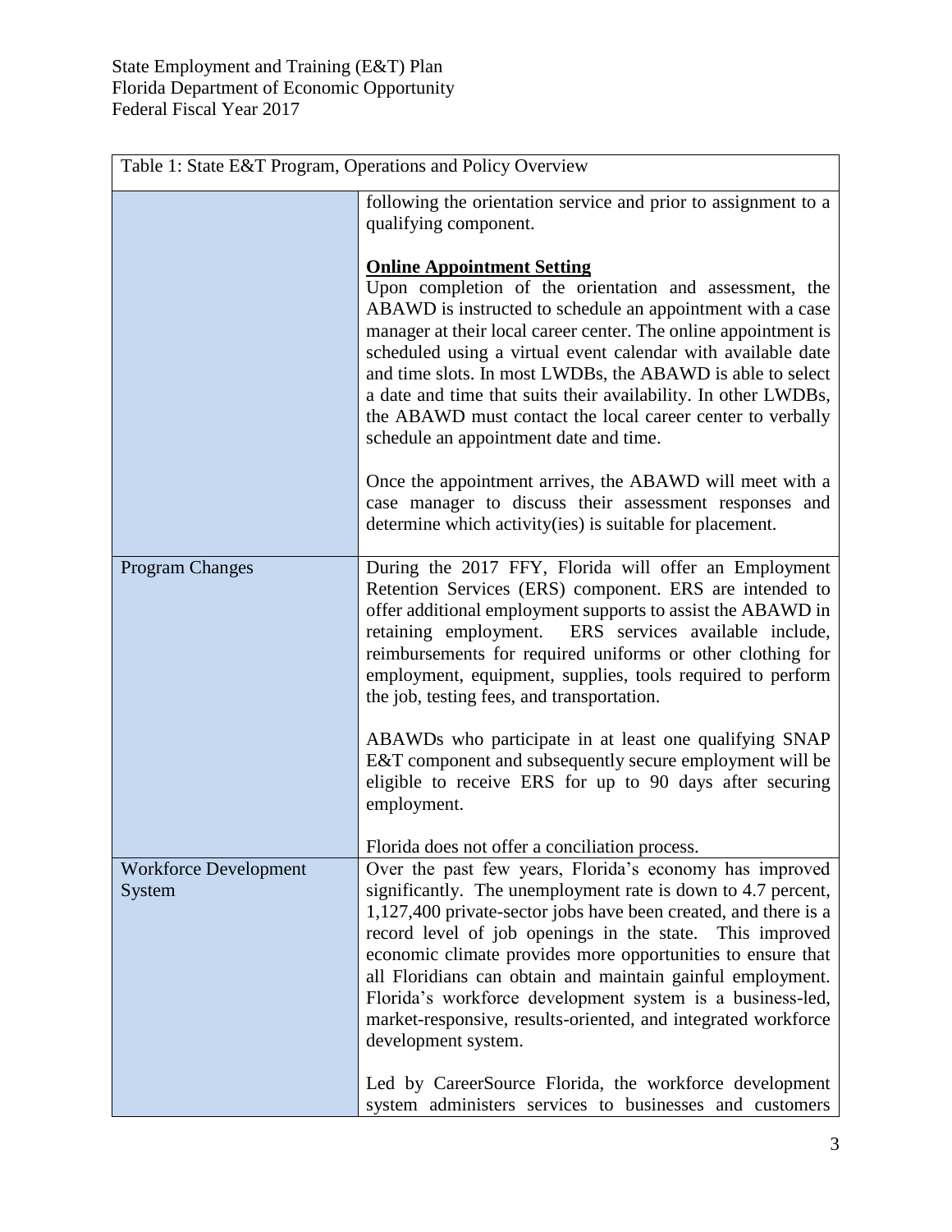| Table 1: State E&T Program, Operations and Policy Overview | |
|---|---|
| | following the orientation service and prior to assignment to a qualifying component.<br><br>**<u>Online Appointment Setting</u>**<br>Upon completion of the orientation and assessment, the ABAWD is instructed to schedule an appointment with a case manager at their local career center. The online appointment is scheduled using a virtual event calendar with available date and time slots. In most LWDBs, the ABAWD is able to select a date and time that suits their availability. In other LWDBs, the ABAWD must contact the local career center to verbally schedule an appointment date and time.<br><br>Once the appointment arrives, the ABAWD will meet with a case manager to discuss their assessment responses and determine which activity(ies) is suitable for placement. |
| Program Changes | During the 2017 FFY, Florida will offer an Employment Retention Services (ERS) component. ERS are intended to offer additional employment supports to assist the ABAWD in retaining employment. ERS services available include, reimbursements for required uniforms or other clothing for employment, equipment, supplies, tools required to perform the job, testing fees, and transportation.<br><br>ABAWDs who participate in at least one qualifying SNAP E&T component and subsequently secure employment will be eligible to receive ERS for up to 90 days after securing employment.<br><br>Florida does not offer a conciliation process. |
| Workforce Development System | Over the past few years, Florida's economy has improved significantly. The unemployment rate is down to 4.7 percent, 1,127,400 private-sector jobs have been created, and there is a record level of job openings in the state. This improved economic climate provides more opportunities to ensure that all Floridians can obtain and maintain gainful employment. Florida's workforce development system is a business-led, market-responsive, results-oriented, and integrated workforce development system.<br><br>Led by CareerSource Florida, the workforce development system administers services to businesses and customers |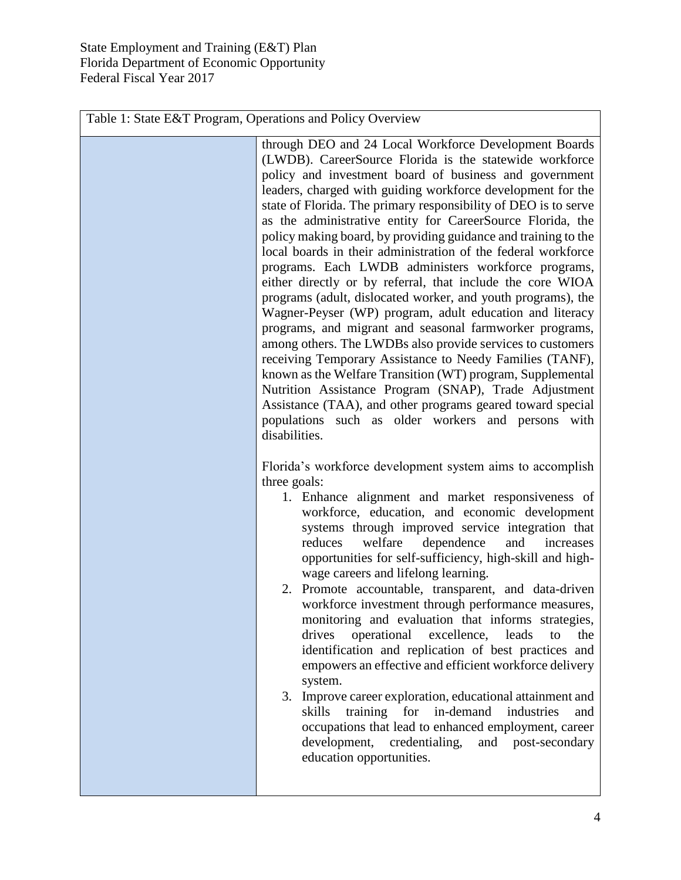| Table 1: State E&T Program, Operations and Policy Overview | |
|---|---|
| | through DEO and 24 Local Workforce Development Boards (LWDB). CareerSource Florida is the statewide workforce policy and investment board of business and government leaders, charged with guiding workforce development for the state of Florida. The primary responsibility of DEO is to serve as the administrative entity for CareerSource Florida, the policy making board, by providing guidance and training to the local boards in their administration of the federal workforce programs. Each LWDB administers workforce programs, either directly or by referral, that include the core WIOA programs (adult, dislocated worker, and youth programs), the Wagner-Peyser (WP) program, adult education and literacy programs, and migrant and seasonal farmworker programs, among others. The LWDBs also provide services to customers receiving Temporary Assistance to Needy Families (TANF), known as the Welfare Transition (WT) program, Supplemental Nutrition Assistance Program (SNAP), Trade Adjustment Assistance (TAA), and other programs geared toward special populations such as older workers and persons with disabilities.<br><br>Florida's workforce development system aims to accomplish three goals:<br>1. Enhance alignment and market responsiveness of workforce, education, and economic development systems through improved service integration that reduces welfare dependence and increases opportunities for self-sufficiency, high-skill and high-wage careers and lifelong learning.<br>2. Promote accountable, transparent, and data-driven workforce investment through performance measures, monitoring and evaluation that informs strategies, drives operational excellence, leads to the identification and replication of best practices and empowers an effective and efficient workforce delivery system.<br>3. Improve career exploration, educational attainment and skills training for in-demand industries and occupations that lead to enhanced employment, career development, credentialing, and post-secondary education opportunities. |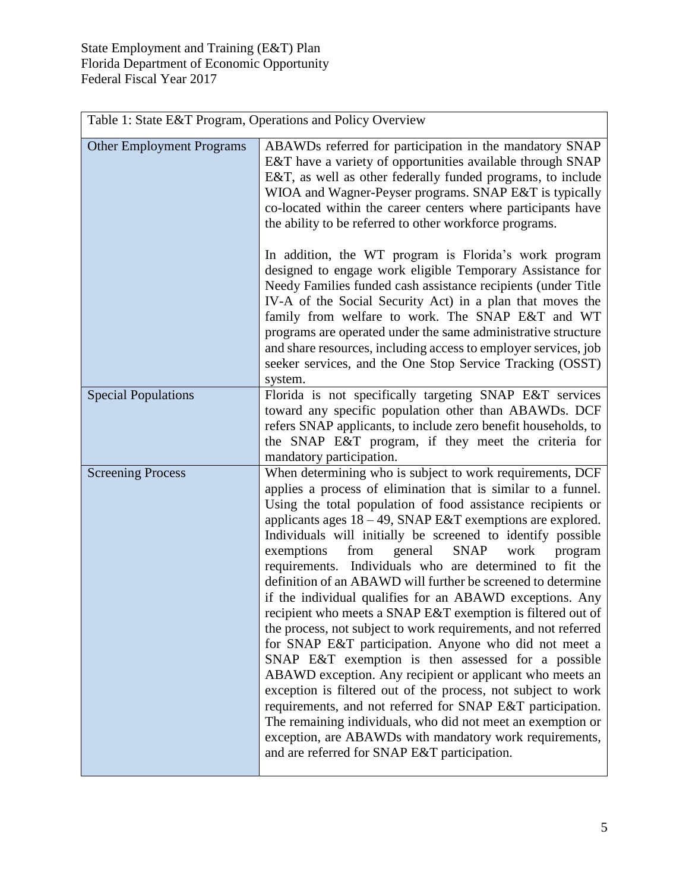| Table 1: State E&T Program, Operations and Policy Overview | |
|---|---|
| Other Employment Programs | ABAWDs referred for participation in the mandatory SNAP E&T have a variety of opportunities available through SNAP E&T, as well as other federally funded programs, to include WIOA and Wagner-Peyser programs. SNAP E&T is typically co-located within the career centers where participants have the ability to be referred to other workforce programs.<br><br>In addition, the WT program is Florida's work program designed to engage work eligible Temporary Assistance for Needy Families funded cash assistance recipients (under Title IV-A of the Social Security Act) in a plan that moves the family from welfare to work. The SNAP E&T and WT programs are operated under the same administrative structure and share resources, including access to employer services, job seeker services, and the One Stop Service Tracking (OSST) system. |
| Special Populations | Florida is not specifically targeting SNAP E&T services toward any specific population other than ABAWDs. DCF refers SNAP applicants, to include zero benefit households, to the SNAP E&T program, if they meet the criteria for mandatory participation. |
| Screening Process | When determining who is subject to work requirements, DCF applies a process of elimination that is similar to a funnel. Using the total population of food assistance recipients or applicants ages 18 – 49, SNAP E&T exemptions are explored. Individuals will initially be screened to identify possible exemptions from general SNAP work program requirements. Individuals who are determined to fit the definition of an ABAWD will further be screened to determine if the individual qualifies for an ABAWD exceptions. Any recipient who meets a SNAP E&T exemption is filtered out of the process, not subject to work requirements, and not referred for SNAP E&T participation. Anyone who did not meet a SNAP E&T exemption is then assessed for a possible ABAWD exception. Any recipient or applicant who meets an exception is filtered out of the process, not subject to work requirements, and not referred for SNAP E&T participation. The remaining individuals, who did not meet an exemption or exception, are ABAWDs with mandatory work requirements, and are referred for SNAP E&T participation. |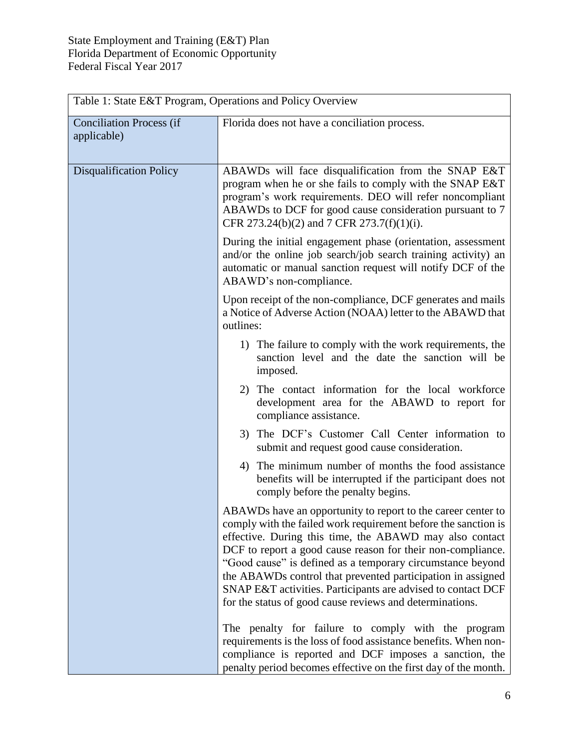| Table 1: State E&T Program, Operations and Policy Overview | |
|---|---|
| Conciliation Process (if applicable) | Florida does not have a conciliation process. |
| Disqualification Policy | ABAWDs will face disqualification from the SNAP E&T program when he or she fails to comply with the SNAP E&T program's work requirements. DEO will refer noncompliant ABAWDs to DCF for good cause consideration pursuant to 7 CFR 273.24(b)(2) and 7 CFR 273.7(f)(1)(i).<br><br>During the initial engagement phase (orientation, assessment and/or the online job search/job search training activity) an automatic or manual sanction request will notify DCF of the ABAWD's non-compliance.<br><br>Upon receipt of the non-compliance, DCF generates and mails a Notice of Adverse Action (NOAA) letter to the ABAWD that outlines:<br><br>1) The failure to comply with the work requirements, the sanction level and the date the sanction will be imposed.<br>2) The contact information for the local workforce development area for the ABAWD to report for compliance assistance.<br>3) The DCF's Customer Call Center information to submit and request good cause consideration.<br>4) The minimum number of months the food assistance benefits will be interrupted if the participant does not comply before the penalty begins.<br><br>ABAWDs have an opportunity to report to the career center to comply with the failed work requirement before the sanction is effective. During this time, the ABAWD may also contact DCF to report a good cause reason for their non-compliance. "Good cause" is defined as a temporary circumstance beyond the ABAWDs control that prevented participation in assigned SNAP E&T activities. Participants are advised to contact DCF for the status of good cause reviews and determinations.<br><br>The penalty for failure to comply with the program requirements is the loss of food assistance benefits. When non-compliance is reported and DCF imposes a sanction, the penalty period becomes effective on the first day of the month. |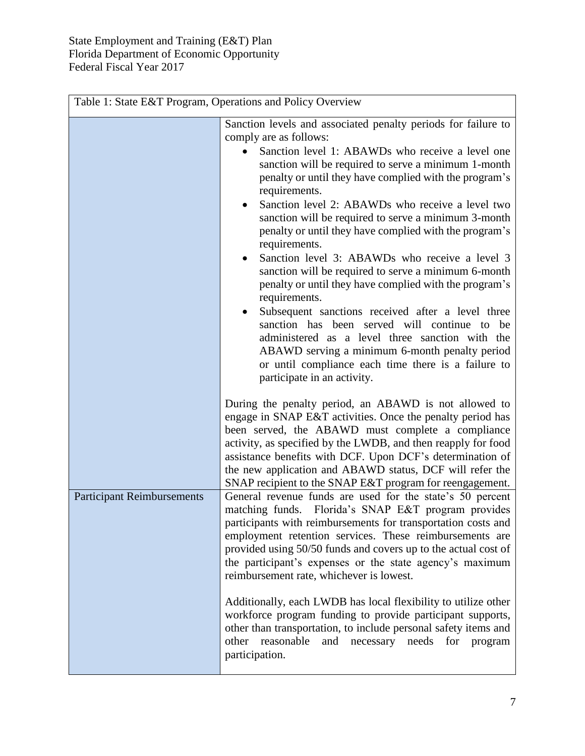| Table 1: State E&T Program, Operations and Policy Overview | |
|---|---|
| | Sanction levels and associated penalty periods for failure to comply are as follows:<br>• Sanction level 1: ABAWDs who receive a level one sanction will be required to serve a minimum 1-month penalty or until they have complied with the program's requirements.<br>• Sanction level 2: ABAWDs who receive a level two sanction will be required to serve a minimum 3-month penalty or until they have complied with the program's requirements.<br>• Sanction level 3: ABAWDs who receive a level 3 sanction will be required to serve a minimum 6-month penalty or until they have complied with the program's requirements.<br>• Subsequent sanctions received after a level three sanction has been served will continue to be administered as a level three sanction with the ABAWD serving a minimum 6-month penalty period or until compliance each time there is a failure to participate in an activity.<br><br>During the penalty period, an ABAWD is not allowed to engage in SNAP E&T activities. Once the penalty period has been served, the ABAWD must complete a compliance activity, as specified by the LWDB, and then reapply for food assistance benefits with DCF. Upon DCF's determination of the new application and ABAWD status, DCF will refer the SNAP recipient to the SNAP E&T program for reengagement. |
| Participant Reimbursements | General revenue funds are used for the state's 50 percent matching funds. Florida's SNAP E&T program provides participants with reimbursements for transportation costs and employment retention services. These reimbursements are provided using 50/50 funds and covers up to the actual cost of the participant's expenses or the state agency's maximum reimbursement rate, whichever is lowest.<br><br>Additionally, each LWDB has local flexibility to utilize other workforce program funding to provide participant supports, other than transportation, to include personal safety items and other reasonable and necessary needs for program participation. |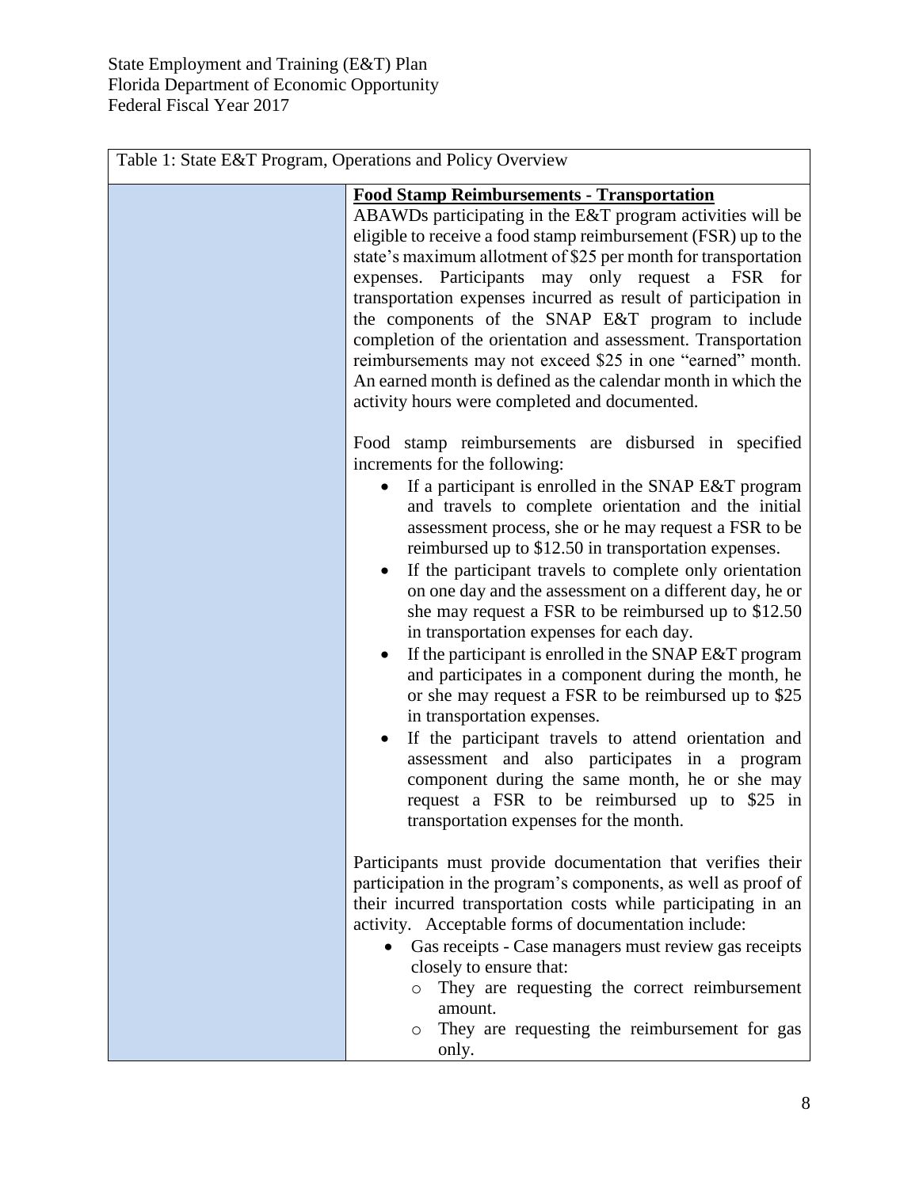Table 1: State E&T Program, Operations and Policy Overview

| | |
|---|---|
| | **Food Stamp Reimbursements - Transportation**<br>ABAWDs participating in the E&T program activities will be eligible to receive a food stamp reimbursement (FSR) up to the state's maximum allotment of $25 per month for transportation expenses. Participants may only request a FSR for transportation expenses incurred as result of participation in the components of the SNAP E&T program to include completion of the orientation and assessment. Transportation reimbursements may not exceed $25 in one "earned" month. An earned month is defined as the calendar month in which the activity hours were completed and documented.<br><br>Food stamp reimbursements are disbursed in specified increments for the following:<br>• If a participant is enrolled in the SNAP E&T program and travels to complete orientation and the initial assessment process, she or he may request a FSR to be reimbursed up to $12.50 in transportation expenses.<br>• If the participant travels to complete only orientation on one day and the assessment on a different day, he or she may request a FSR to be reimbursed up to $12.50 in transportation expenses for each day.<br>• If the participant is enrolled in the SNAP E&T program and participates in a component during the month, he or she may request a FSR to be reimbursed up to $25 in transportation expenses.<br>• If the participant travels to attend orientation and assessment and also participates in a program component during the same month, he or she may request a FSR to be reimbursed up to $25 in transportation expenses for the month.<br><br>Participants must provide documentation that verifies their participation in the program's components, as well as proof of their incurred transportation costs while participating in an activity. Acceptable forms of documentation include:<br>• Gas receipts - Case managers must review gas receipts closely to ensure that:<br>&nbsp;&nbsp;&nbsp;&nbsp;o They are requesting the correct reimbursement amount.<br>&nbsp;&nbsp;&nbsp;&nbsp;o They are requesting the reimbursement for gas only. |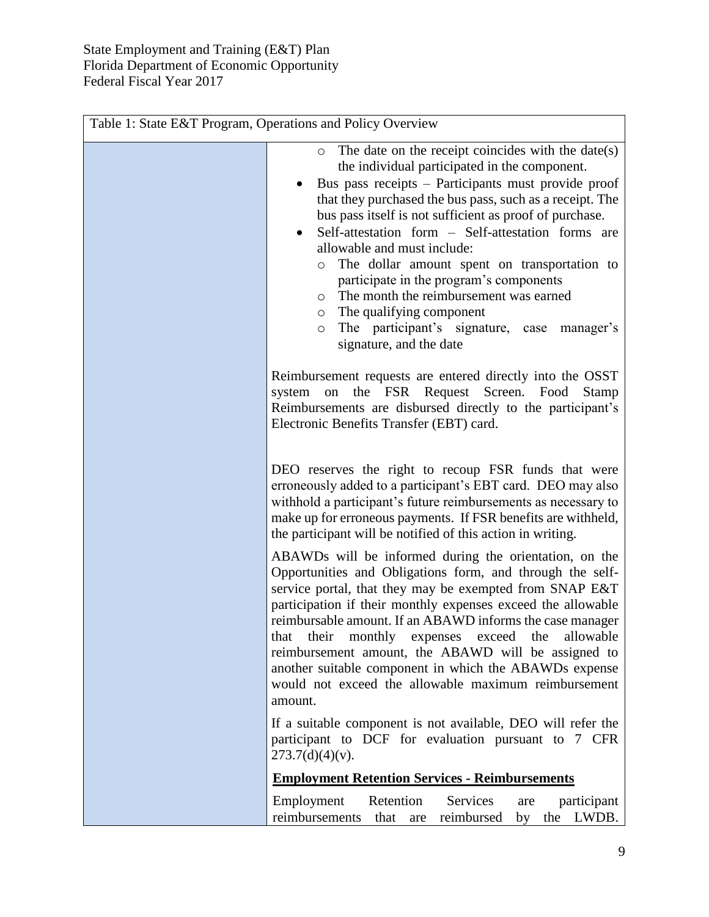| Table 1: State E&T Program, Operations and Policy Overview | |
|---|---|
| | ◦ The date on the receipt coincides with the date(s) the individual participated in the component.<br>• Bus pass receipts – Participants must provide proof that they purchased the bus pass, such as a receipt. The bus pass itself is not sufficient as proof of purchase.<br>• Self-attestation form – Self-attestation forms are allowable and must include:<br>◦ The dollar amount spent on transportation to participate in the program's components<br>◦ The month the reimbursement was earned<br>◦ The qualifying component<br>◦ The participant's signature, case manager's signature, and the date<br><br>Reimbursement requests are entered directly into the OSST system on the FSR Request Screen. Food Stamp Reimbursements are disbursed directly to the participant's Electronic Benefits Transfer (EBT) card.<br><br>DEO reserves the right to recoup FSR funds that were erroneously added to a participant's EBT card. DEO may also withhold a participant's future reimbursements as necessary to make up for erroneous payments. If FSR benefits are withheld, the participant will be notified of this action in writing.<br><br>ABAWDs will be informed during the orientation, on the Opportunities and Obligations form, and through the self-service portal, that they may be exempted from SNAP E&T participation if their monthly expenses exceed the allowable reimbursable amount. If an ABAWD informs the case manager that their monthly expenses exceed the allowable reimbursement amount, the ABAWD will be assigned to another suitable component in which the ABAWDs expense would not exceed the allowable maximum reimbursement amount.<br><br>If a suitable component is not available, DEO will refer the participant to DCF for evaluation pursuant to 7 CFR 273.7(d)(4)(v).<br><br>**<u>Employment Retention Services - Reimbursements</u>**<br><br>Employment Retention Services are participant reimbursements that are reimbursed by the LWDB. |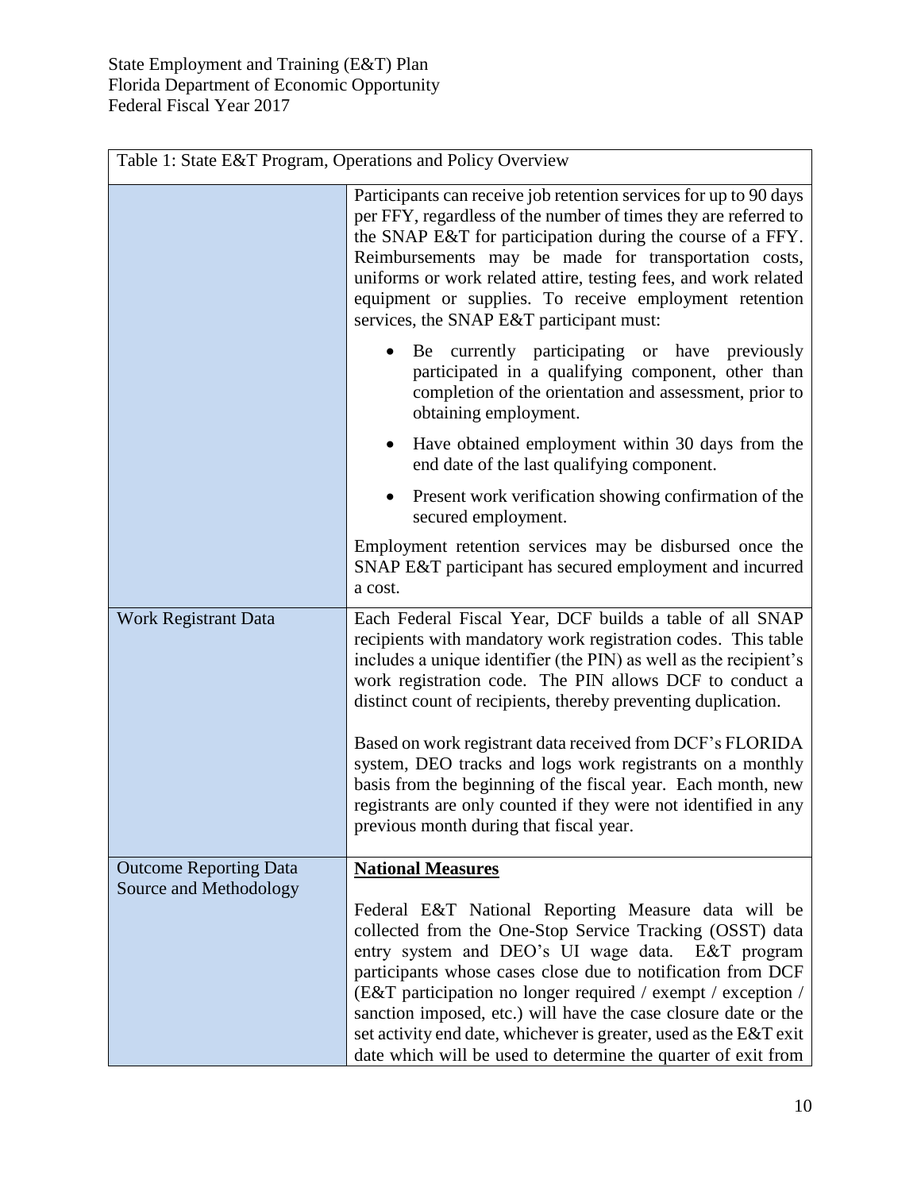| Table 1: State E&T Program, Operations and Policy Overview | |
|---|---|
| | Participants can receive job retention services for up to 90 days per FFY, regardless of the number of times they are referred to the SNAP E&T for participation during the course of a FFY. Reimbursements may be made for transportation costs, uniforms or work related attire, testing fees, and work related equipment or supplies. To receive employment retention services, the SNAP E&T participant must:<br>• Be currently participating or have previously participated in a qualifying component, other than completion of the orientation and assessment, prior to obtaining employment.<br>• Have obtained employment within 30 days from the end date of the last qualifying component.<br>• Present work verification showing confirmation of the secured employment.<br>Employment retention services may be disbursed once the SNAP E&T participant has secured employment and incurred a cost. |
| Work Registrant Data | Each Federal Fiscal Year, DCF builds a table of all SNAP recipients with mandatory work registration codes. This table includes a unique identifier (the PIN) as well as the recipient's work registration code. The PIN allows DCF to conduct a distinct count of recipients, thereby preventing duplication.<br><br>Based on work registrant data received from DCF's FLORIDA system, DEO tracks and logs work registrants on a monthly basis from the beginning of the fiscal year. Each month, new registrants are only counted if they were not identified in any previous month during that fiscal year. |
| Outcome Reporting Data Source and Methodology | **National Measures**<br><br>Federal E&T National Reporting Measure data will be collected from the One-Stop Service Tracking (OSST) data entry system and DEO's UI wage data. E&T program participants whose cases close due to notification from DCF (E&T participation no longer required / exempt / exception / sanction imposed, etc.) will have the case closure date or the set activity end date, whichever is greater, used as the E&T exit date which will be used to determine the quarter of exit from |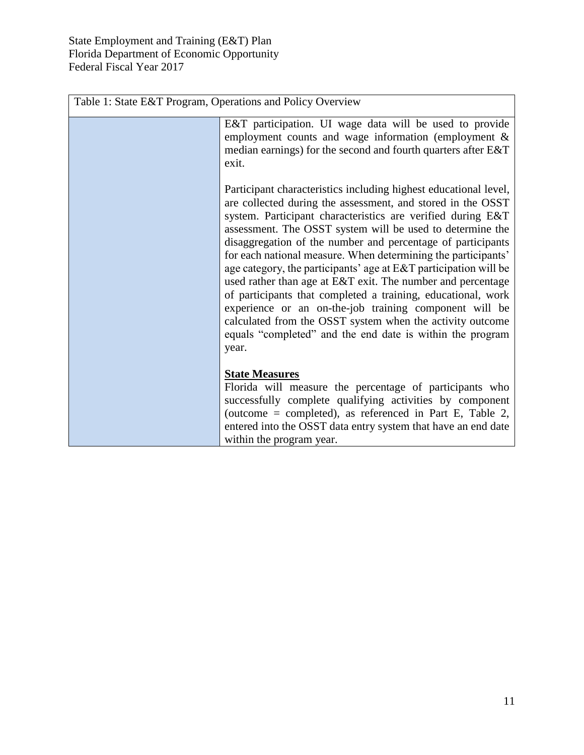| Table 1: State E&T Program, Operations and Policy Overview | |
|---|---|
| | E&T participation. UI wage data will be used to provide employment counts and wage information (employment & median earnings) for the second and fourth quarters after E&T exit.<br><br>Participant characteristics including highest educational level, are collected during the assessment, and stored in the OSST system. Participant characteristics are verified during E&T assessment. The OSST system will be used to determine the disaggregation of the number and percentage of participants for each national measure. When determining the participants' age category, the participants' age at E&T participation will be used rather than age at E&T exit. The number and percentage of participants that completed a training, educational, work experience or an on-the-job training component will be calculated from the OSST system when the activity outcome equals "completed" and the end date is within the program year.<br><br>**State Measures**<br>Florida will measure the percentage of participants who successfully complete qualifying activities by component (outcome = completed), as referenced in Part E, Table 2, entered into the OSST data entry system that have an end date within the program year. |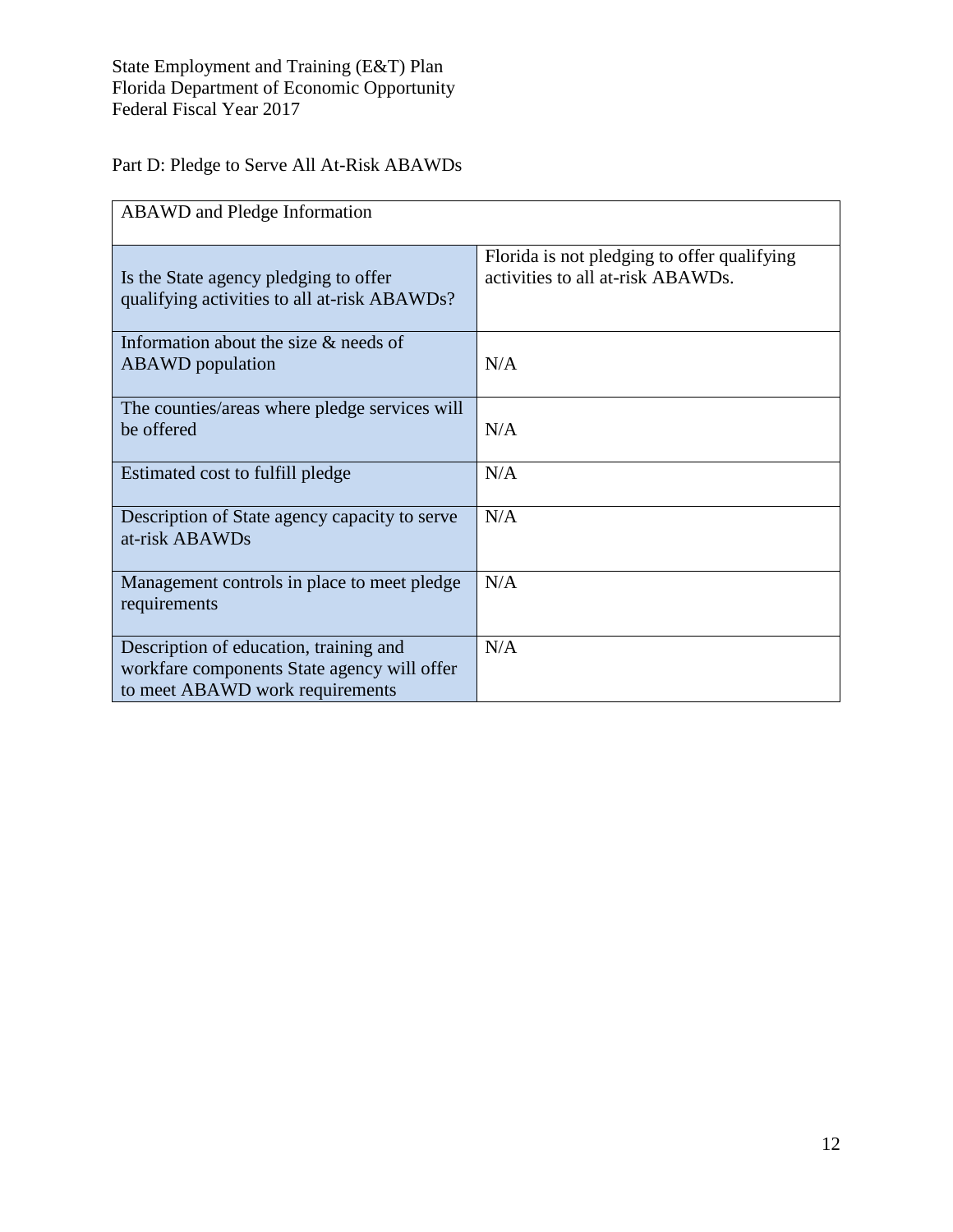State Employment and Training (E&T) Plan
Florida Department of Economic Opportunity
Federal Fiscal Year 2017

## Part D: Pledge to Serve All At-Risk ABAWDs

| ABAWD and Pledge Information | |
|---|---|
| Is the State agency pledging to offer qualifying activities to all at-risk ABAWDs? | Florida is not pledging to offer qualifying activities to all at-risk ABAWDs. |
| Information about the size & needs of ABAWD population | N/A |
| The counties/areas where pledge services will be offered | N/A |
| Estimated cost to fulfill pledge | N/A |
| Description of State agency capacity to serve at-risk ABAWDs | N/A |
| Management controls in place to meet pledge requirements | N/A |
| Description of education, training and workfare components State agency will offer to meet ABAWD work requirements | N/A |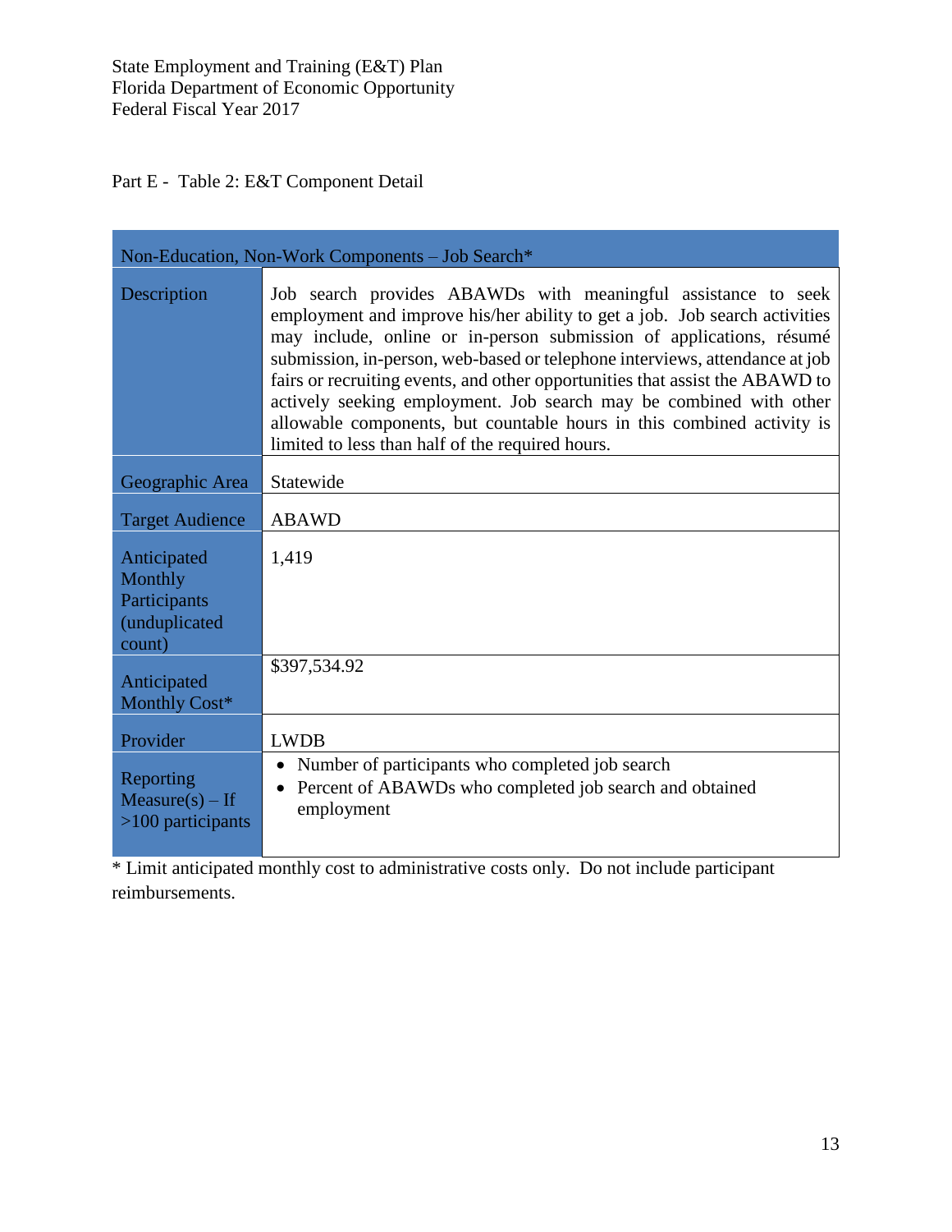State Employment and Training (E&T) Plan
Florida Department of Economic Opportunity
Federal Fiscal Year 2017

Part E - Table 2: E&T Component Detail

| Non-Education, Non-Work Components – Job Search* | |
|---|---|
| Description | Job search provides ABAWDs with meaningful assistance to seek employment and improve his/her ability to get a job. Job search activities may include, online or in-person submission of applications, résumé submission, in-person, web-based or telephone interviews, attendance at job fairs or recruiting events, and other opportunities that assist the ABAWD to actively seeking employment. Job search may be combined with other allowable components, but countable hours in this combined activity is limited to less than half of the required hours. |
| Geographic Area | Statewide |
| Target Audience | ABAWD |
| Anticipated Monthly Participants (unduplicated count) | 1,419 |
| Anticipated Monthly Cost* | $397,534.92 |
| Provider | LWDB |
| Reporting Measure(s) – If >100 participants | • Number of participants who completed job search<br>• Percent of ABAWDs who completed job search and obtained employment |

* Limit anticipated monthly cost to administrative costs only. Do not include participant reimbursements.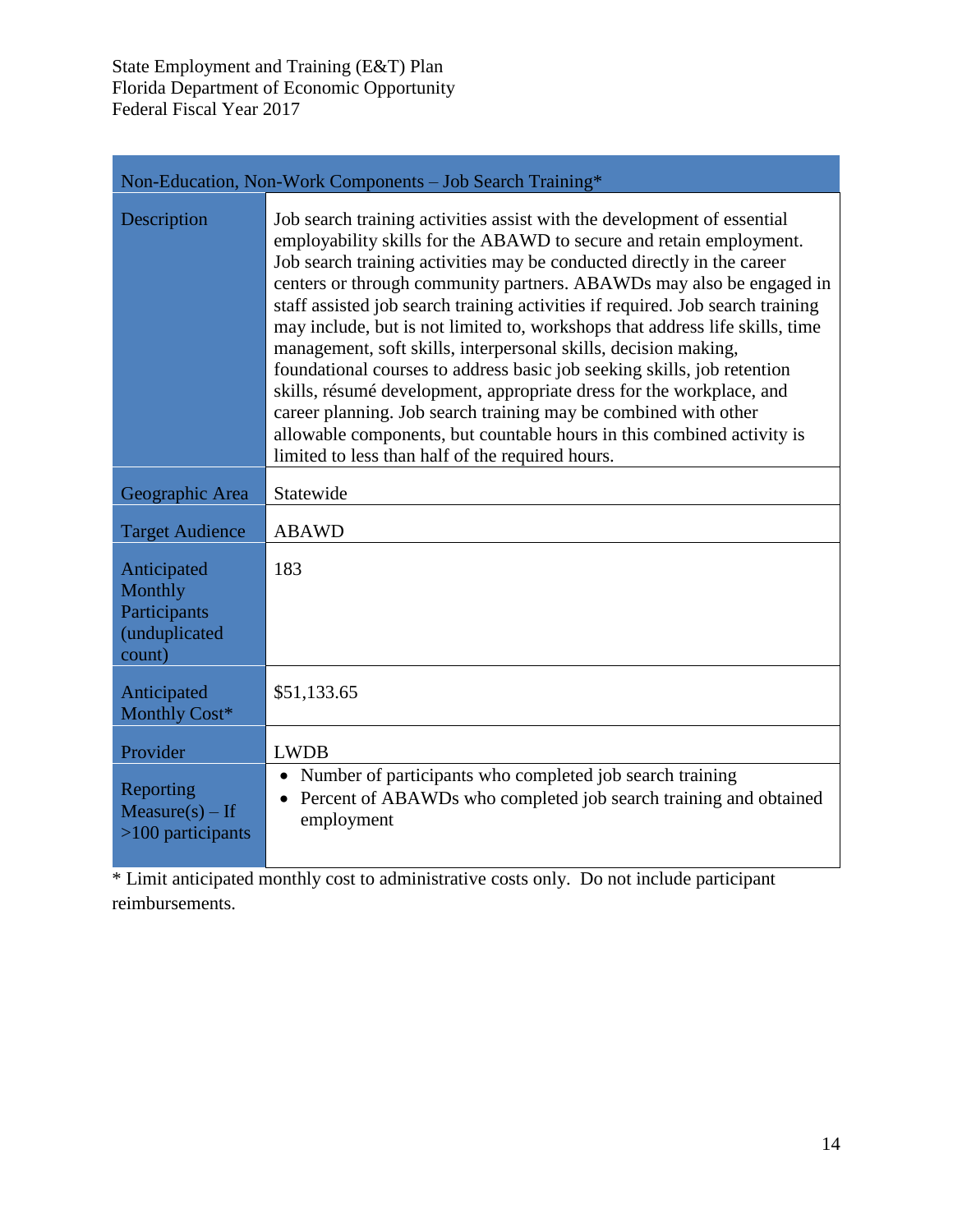| Non-Education, Non-Work Components – Job Search Training* | |
|---|---|
| Description | Job search training activities assist with the development of essential employability skills for the ABAWD to secure and retain employment. Job search training activities may be conducted directly in the career centers or through community partners. ABAWDs may also be engaged in staff assisted job search training activities if required. Job search training may include, but is not limited to, workshops that address life skills, time management, soft skills, interpersonal skills, decision making, foundational courses to address basic job seeking skills, job retention skills, résumé development, appropriate dress for the workplace, and career planning. Job search training may be combined with other allowable components, but countable hours in this combined activity is limited to less than half of the required hours. |
| Geographic Area | Statewide |
| Target Audience | ABAWD |
| Anticipated Monthly Participants (unduplicated count) | 183 |
| Anticipated Monthly Cost* | $51,133.65 |
| Provider | LWDB |
| Reporting Measure(s) – If >100 participants | • Number of participants who completed job search training<br>• Percent of ABAWDs who completed job search training and obtained employment |

* Limit anticipated monthly cost to administrative costs only. Do not include participant reimbursements.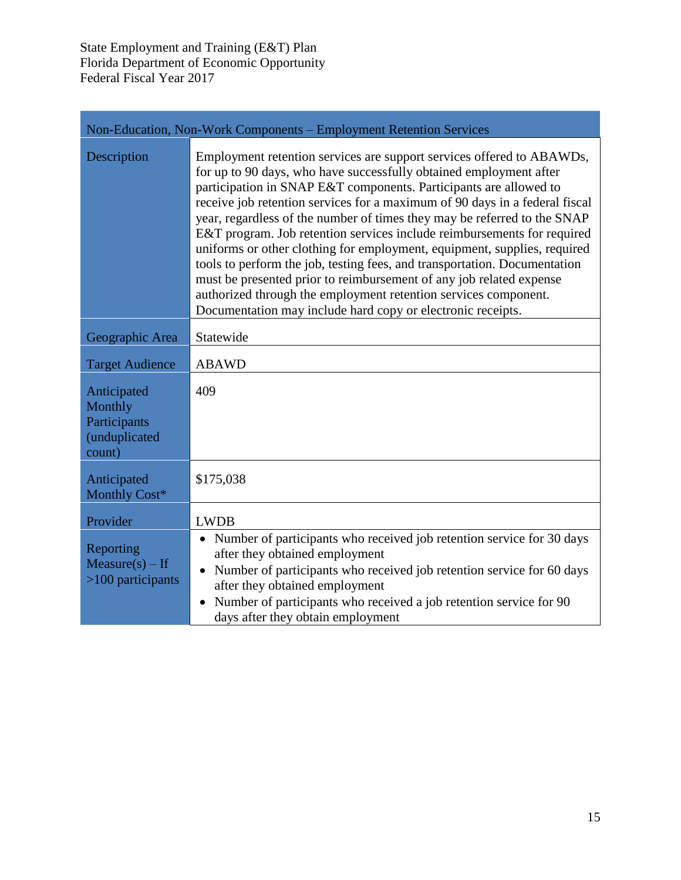| Non-Education, Non-Work Components – Employment Retention Services | |
|---|---|
| Description | Employment retention services are support services offered to ABAWDs, for up to 90 days, who have successfully obtained employment after participation in SNAP E&T components. Participants are allowed to receive job retention services for a maximum of 90 days in a federal fiscal year, regardless of the number of times they may be referred to the SNAP E&T program. Job retention services include reimbursements for required uniforms or other clothing for employment, equipment, supplies, required tools to perform the job, testing fees, and transportation. Documentation must be presented prior to reimbursement of any job related expense authorized through the employment retention services component. Documentation may include hard copy or electronic receipts. |
| Geographic Area | Statewide |
| Target Audience | ABAWD |
| Anticipated Monthly Participants (unduplicated count) | 409 |
| Anticipated Monthly Cost* | $175,038 |
| Provider | LWDB |
| Reporting Measure(s) – If >100 participants | • Number of participants who received job retention service for 30 days after they obtained employment<br>• Number of participants who received job retention service for 60 days after they obtained employment<br>• Number of participants who received a job retention service for 90 days after they obtain employment |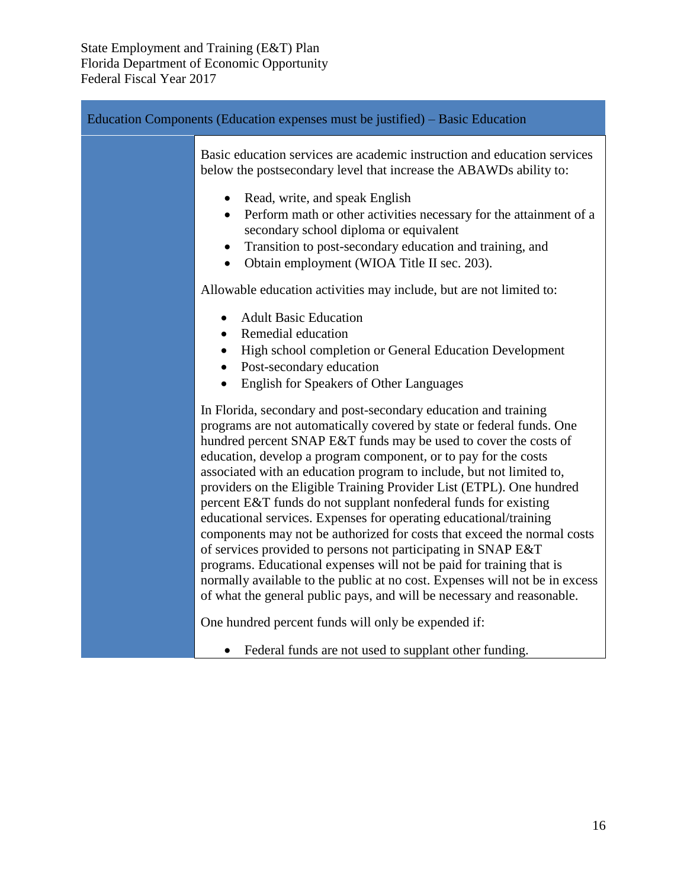| Education Components (Education expenses must be justified) – Basic Education | |
|---|---|
| | Basic education services are academic instruction and education services below the postsecondary level that increase the ABAWDs ability to:<br><br>• Read, write, and speak English<br>• Perform math or other activities necessary for the attainment of a secondary school diploma or equivalent<br>• Transition to post-secondary education and training, and<br>• Obtain employment (WIOA Title II sec. 203).<br><br>Allowable education activities may include, but are not limited to:<br><br>• Adult Basic Education<br>• Remedial education<br>• High school completion or General Education Development<br>• Post-secondary education<br>• English for Speakers of Other Languages<br><br>In Florida, secondary and post-secondary education and training programs are not automatically covered by state or federal funds. One hundred percent SNAP E&T funds may be used to cover the costs of education, develop a program component, or to pay for the costs associated with an education program to include, but not limited to, providers on the Eligible Training Provider List (ETPL). One hundred percent E&T funds do not supplant nonfederal funds for existing educational services. Expenses for operating educational/training components may not be authorized for costs that exceed the normal costs of services provided to persons not participating in SNAP E&T programs. Educational expenses will not be paid for training that is normally available to the public at no cost. Expenses will not be in excess of what the general public pays, and will be necessary and reasonable.<br><br>One hundred percent funds will only be expended if:<br><br>• Federal funds are not used to supplant other funding. |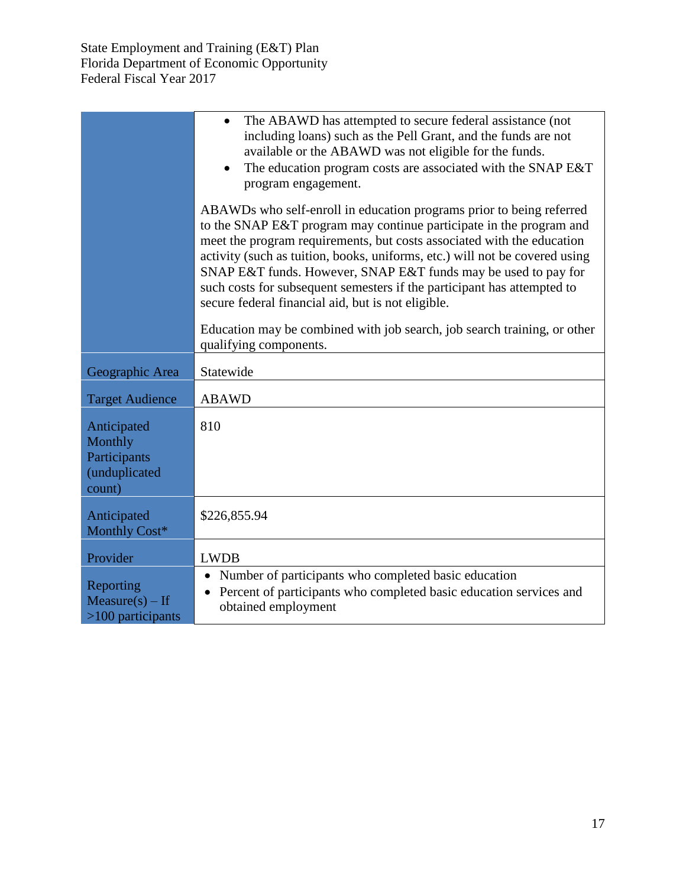| | |
|---|---|
| | • The ABAWD has attempted to secure federal assistance (not including loans) such as the Pell Grant, and the funds are not available or the ABAWD was not eligible for the funds.<br>• The education program costs are associated with the SNAP E&T program engagement.<br><br>ABAWDs who self-enroll in education programs prior to being referred to the SNAP E&T program may continue participate in the program and meet the program requirements, but costs associated with the education activity (such as tuition, books, uniforms, etc.) will not be covered using SNAP E&T funds. However, SNAP E&T funds may be used to pay for such costs for subsequent semesters if the participant has attempted to secure federal financial aid, but is not eligible.<br><br>Education may be combined with job search, job search training, or other qualifying components. |
| Geographic Area | Statewide |
| Target Audience | ABAWD |
| Anticipated Monthly Participants (unduplicated count) | 810 |
| Anticipated Monthly Cost* | $226,855.94 |
| Provider | LWDB |
| Reporting Measure(s) – If >100 participants | • Number of participants who completed basic education<br>• Percent of participants who completed basic education services and obtained employment |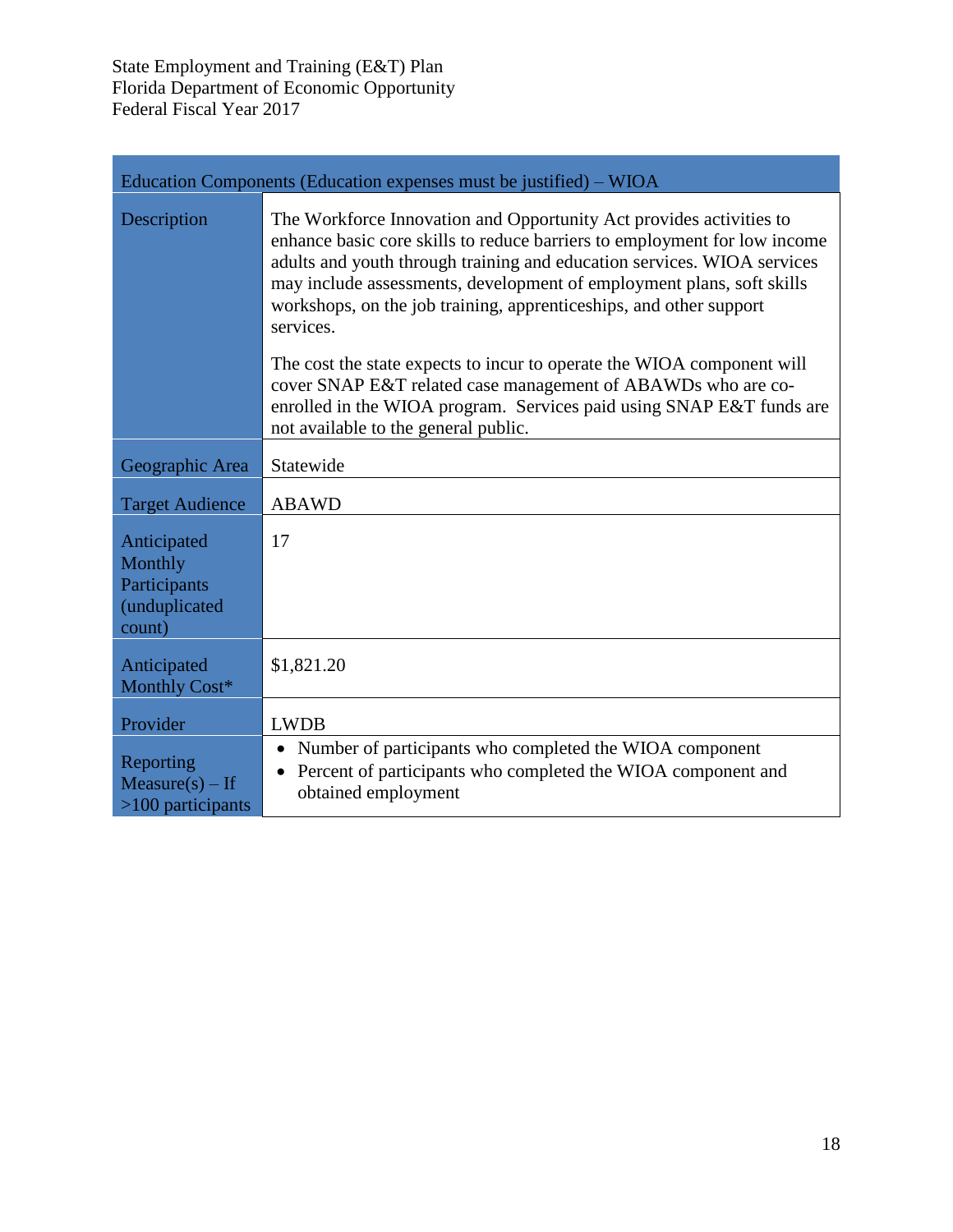| Education Components (Education expenses must be justified) – WIOA | |
|---|---|
| Description | The Workforce Innovation and Opportunity Act provides activities to enhance basic core skills to reduce barriers to employment for low income adults and youth through training and education services. WIOA services may include assessments, development of employment plans, soft skills workshops, on the job training, apprenticeships, and other support services.<br><br>The cost the state expects to incur to operate the WIOA component will cover SNAP E&T related case management of ABAWDs who are co-enrolled in the WIOA program. Services paid using SNAP E&T funds are not available to the general public. |
| Geographic Area | Statewide |
| Target Audience | ABAWD |
| Anticipated Monthly Participants (unduplicated count) | 17 |
| Anticipated Monthly Cost* | $1,821.20 |
| Provider | LWDB |
| Reporting Measure(s) – If >100 participants | • Number of participants who completed the WIOA component<br>• Percent of participants who completed the WIOA component and obtained employment |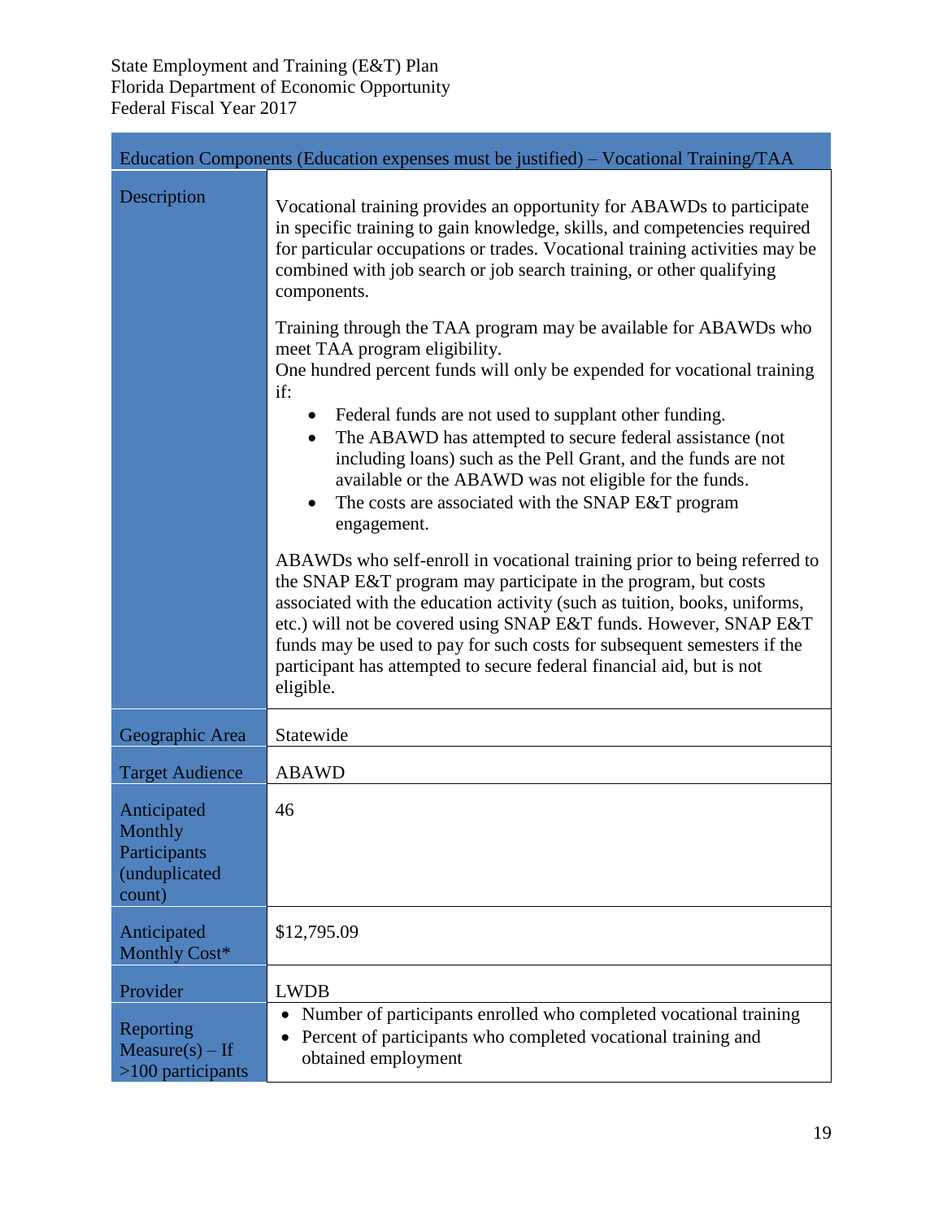| Education Components (Education expenses must be justified) – Vocational Training/TAA | |
|---|---|
| Description | Vocational training provides an opportunity for ABAWDs to participate in specific training to gain knowledge, skills, and competencies required for particular occupations or trades. Vocational training activities may be combined with job search or job search training, or other qualifying components.<br><br>Training through the TAA program may be available for ABAWDs who meet TAA program eligibility.<br>One hundred percent funds will only be expended for vocational training if:<br>• Federal funds are not used to supplant other funding.<br>• The ABAWD has attempted to secure federal assistance (not including loans) such as the Pell Grant, and the funds are not available or the ABAWD was not eligible for the funds.<br>• The costs are associated with the SNAP E&T program engagement.<br><br>ABAWDs who self-enroll in vocational training prior to being referred to the SNAP E&T program may participate in the program, but costs associated with the education activity (such as tuition, books, uniforms, etc.) will not be covered using SNAP E&T funds. However, SNAP E&T funds may be used to pay for such costs for subsequent semesters if the participant has attempted to secure federal financial aid, but is not eligible. |
| Geographic Area | Statewide |
| Target Audience | ABAWD |
| Anticipated Monthly Participants (unduplicated count) | 46 |
| Anticipated Monthly Cost* | $12,795.09 |
| Provider | LWDB |
| Reporting Measure(s) – If >100 participants | • Number of participants enrolled who completed vocational training<br>• Percent of participants who completed vocational training and obtained employment |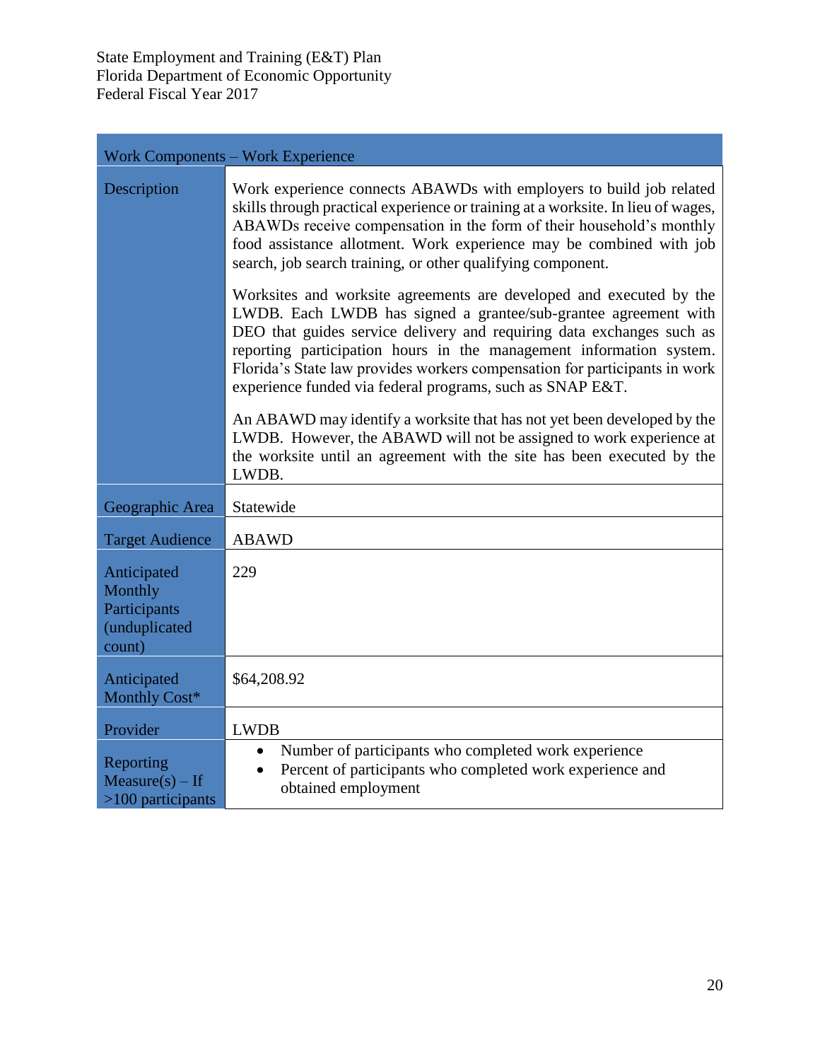| Work Components – Work Experience | |
|---|---|
| Description | Work experience connects ABAWDs with employers to build job related skills through practical experience or training at a worksite. In lieu of wages, ABAWDs receive compensation in the form of their household's monthly food assistance allotment. Work experience may be combined with job search, job search training, or other qualifying component.<br><br>Worksites and worksite agreements are developed and executed by the LWDB. Each LWDB has signed a grantee/sub-grantee agreement with DEO that guides service delivery and requiring data exchanges such as reporting participation hours in the management information system. Florida's State law provides workers compensation for participants in work experience funded via federal programs, such as SNAP E&T.<br><br>An ABAWD may identify a worksite that has not yet been developed by the LWDB. However, the ABAWD will not be assigned to work experience at the worksite until an agreement with the site has been executed by the LWDB. |
| Geographic Area | Statewide |
| Target Audience | ABAWD |
| Anticipated Monthly Participants (unduplicated count) | 229 |
| Anticipated Monthly Cost* | $64,208.92 |
| Provider | LWDB |
| Reporting Measure(s) – If >100 participants | • Number of participants who completed work experience<br>• Percent of participants who completed work experience and obtained employment |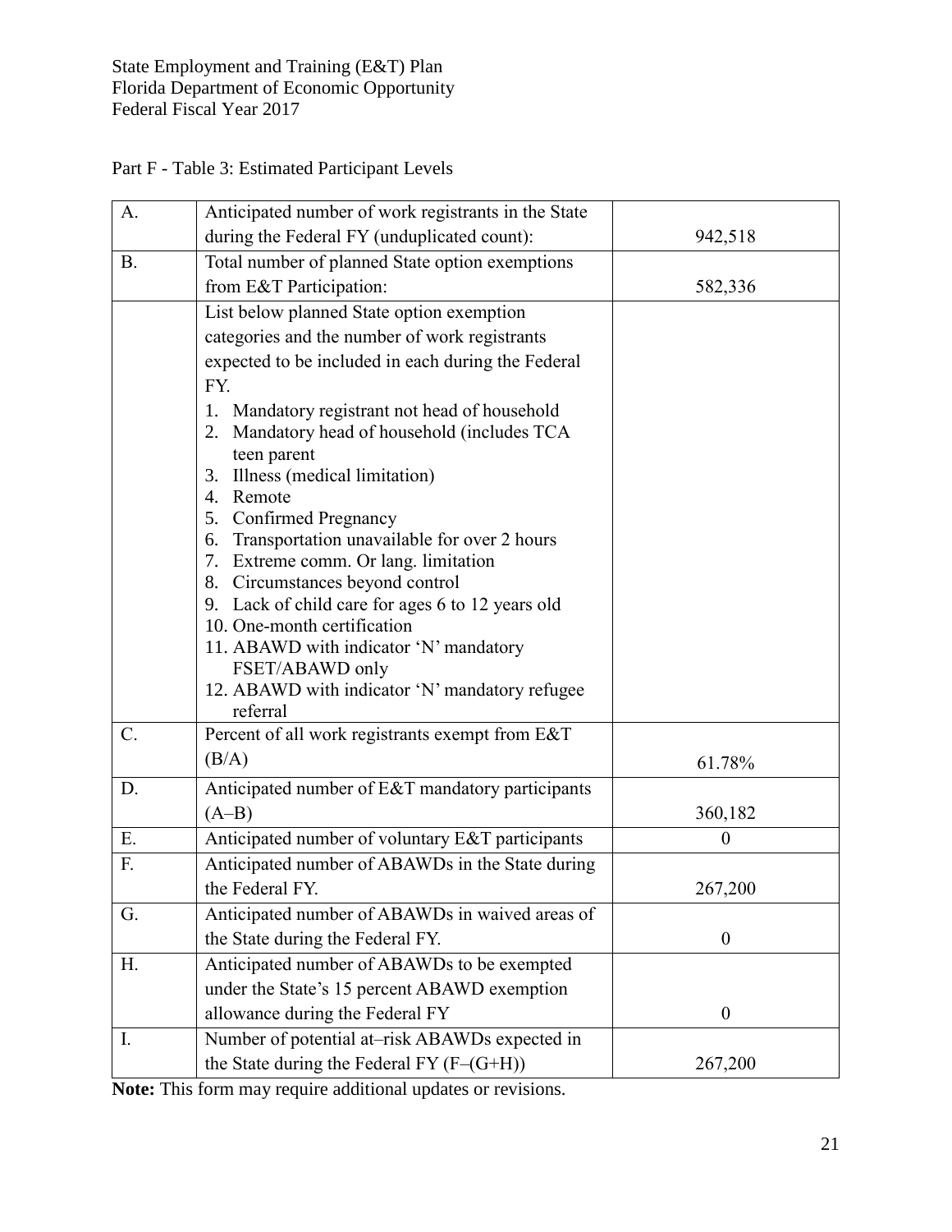State Employment and Training (E&T) Plan
Florida Department of Economic Opportunity
Federal Fiscal Year 2017

Part F - Table 3: Estimated Participant Levels

| | | |
|---|---|---|
| A. | Anticipated number of work registrants in the State during the Federal FY (unduplicated count): | 942,518 |
| B. | Total number of planned State option exemptions from E&T Participation: | 582,336 |
| | List below planned State option exemption categories and the number of work registrants expected to be included in each during the Federal FY.<br>1. Mandatory registrant not head of household<br>2. Mandatory head of household (includes TCA teen parent<br>3. Illness (medical limitation)<br>4. Remote<br>5. Confirmed Pregnancy<br>6. Transportation unavailable for over 2 hours<br>7. Extreme comm. Or lang. limitation<br>8. Circumstances beyond control<br>9. Lack of child care for ages 6 to 12 years old<br>10. One-month certification<br>11. ABAWD with indicator 'N' mandatory FSET/ABAWD only<br>12. ABAWD with indicator 'N' mandatory refugee referral | |
| C. | Percent of all work registrants exempt from E&T (B/A) | 61.78% |
| D. | Anticipated number of E&T mandatory participants (A–B) | 360,182 |
| E. | Anticipated number of voluntary E&T participants | 0 |
| F. | Anticipated number of ABAWDs in the State during the Federal FY. | 267,200 |
| G. | Anticipated number of ABAWDs in waived areas of the State during the Federal FY. | 0 |
| H. | Anticipated number of ABAWDs to be exempted under the State's 15 percent ABAWD exemption allowance during the Federal FY | 0 |
| I. | Number of potential at–risk ABAWDs expected in the State during the Federal FY (F–(G+H)) | 267,200 |

**Note:** This form may require additional updates or revisions.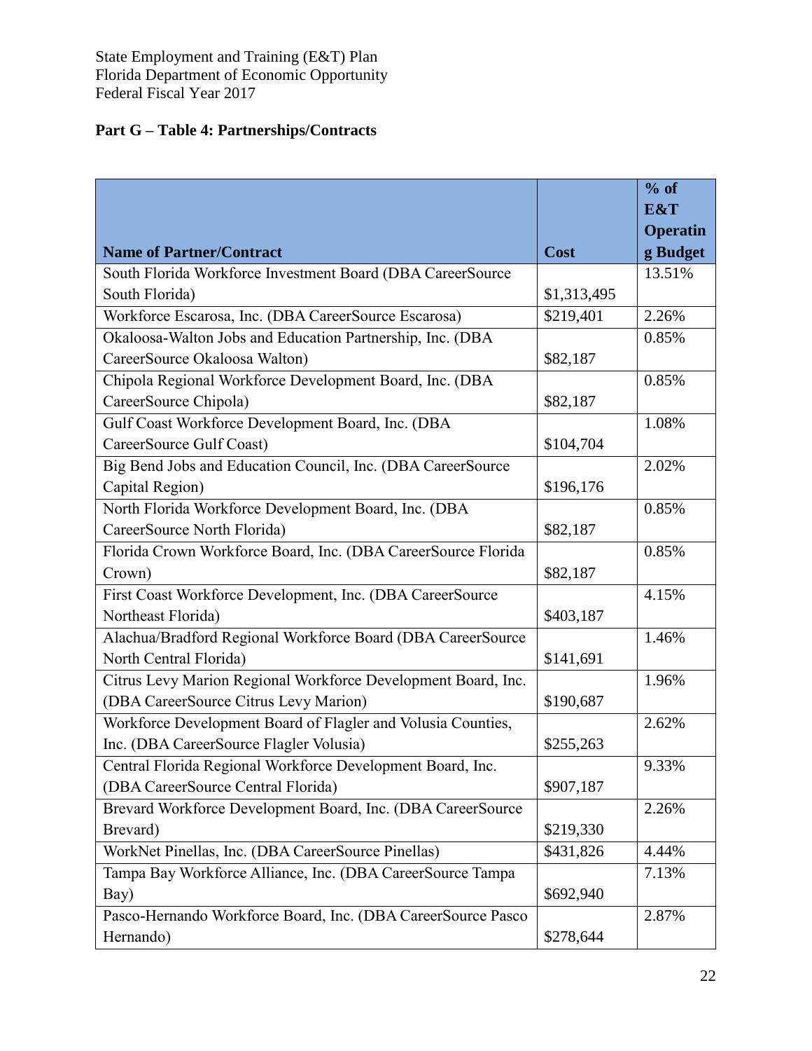State Employment and Training (E&T) Plan
Florida Department of Economic Opportunity
Federal Fiscal Year 2017

**Part G – Table 4: Partnerships/Contracts**

| Name of Partner/Contract | Cost | % of E&T Operating Budget |
|---|---|---|
| South Florida Workforce Investment Board (DBA CareerSource South Florida) | $1,313,495 | 13.51% |
| Workforce Escarosa, Inc. (DBA CareerSource Escarosa) | $219,401 | 2.26% |
| Okaloosa-Walton Jobs and Education Partnership, Inc. (DBA CareerSource Okaloosa Walton) | $82,187 | 0.85% |
| Chipola Regional Workforce Development Board, Inc. (DBA CareerSource Chipola) | $82,187 | 0.85% |
| Gulf Coast Workforce Development Board, Inc. (DBA CareerSource Gulf Coast) | $104,704 | 1.08% |
| Big Bend Jobs and Education Council, Inc. (DBA CareerSource Capital Region) | $196,176 | 2.02% |
| North Florida Workforce Development Board, Inc. (DBA CareerSource North Florida) | $82,187 | 0.85% |
| Florida Crown Workforce Board, Inc. (DBA CareerSource Florida Crown) | $82,187 | 0.85% |
| First Coast Workforce Development, Inc. (DBA CareerSource Northeast Florida) | $403,187 | 4.15% |
| Alachua/Bradford Regional Workforce Board (DBA CareerSource North Central Florida) | $141,691 | 1.46% |
| Citrus Levy Marion Regional Workforce Development Board, Inc. (DBA CareerSource Citrus Levy Marion) | $190,687 | 1.96% |
| Workforce Development Board of Flagler and Volusia Counties, Inc. (DBA CareerSource Flagler Volusia) | $255,263 | 2.62% |
| Central Florida Regional Workforce Development Board, Inc. (DBA CareerSource Central Florida) | $907,187 | 9.33% |
| Brevard Workforce Development Board, Inc. (DBA CareerSource Brevard) | $219,330 | 2.26% |
| WorkNet Pinellas, Inc. (DBA CareerSource Pinellas) | $431,826 | 4.44% |
| Tampa Bay Workforce Alliance, Inc. (DBA CareerSource Tampa Bay) | $692,940 | 7.13% |
| Pasco-Hernando Workforce Board, Inc. (DBA CareerSource Pasco Hernando) | $278,644 | 2.87% |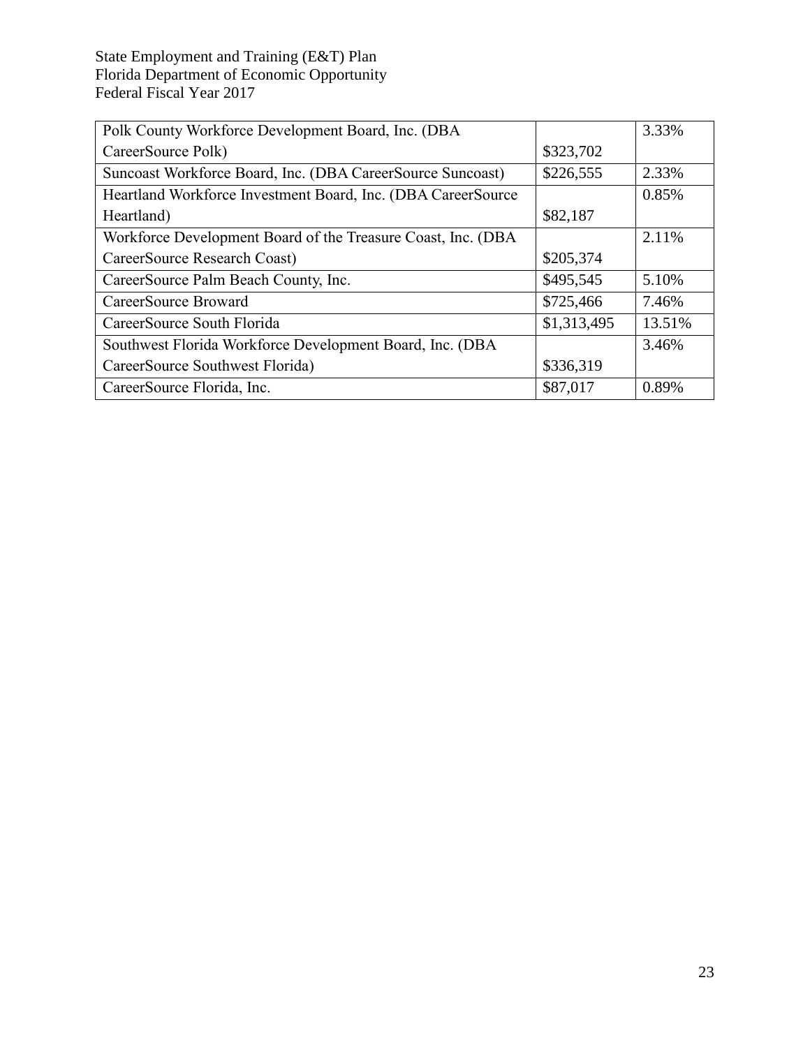| Polk County Workforce Development Board, Inc. (DBA CareerSource Polk) | $323,702 | 3.33% |
|---|---|---|
| Suncoast Workforce Board, Inc. (DBA CareerSource Suncoast) | $226,555 | 2.33% |
| Heartland Workforce Investment Board, Inc. (DBA CareerSource Heartland) | $82,187 | 0.85% |
| Workforce Development Board of the Treasure Coast, Inc. (DBA CareerSource Research Coast) | $205,374 | 2.11% |
| CareerSource Palm Beach County, Inc. | $495,545 | 5.10% |
| CareerSource Broward | $725,466 | 7.46% |
| CareerSource South Florida | $1,313,495 | 13.51% |
| Southwest Florida Workforce Development Board, Inc. (DBA CareerSource Southwest Florida) | $336,319 | 3.46% |
| CareerSource Florida, Inc. | $87,017 | 0.89% |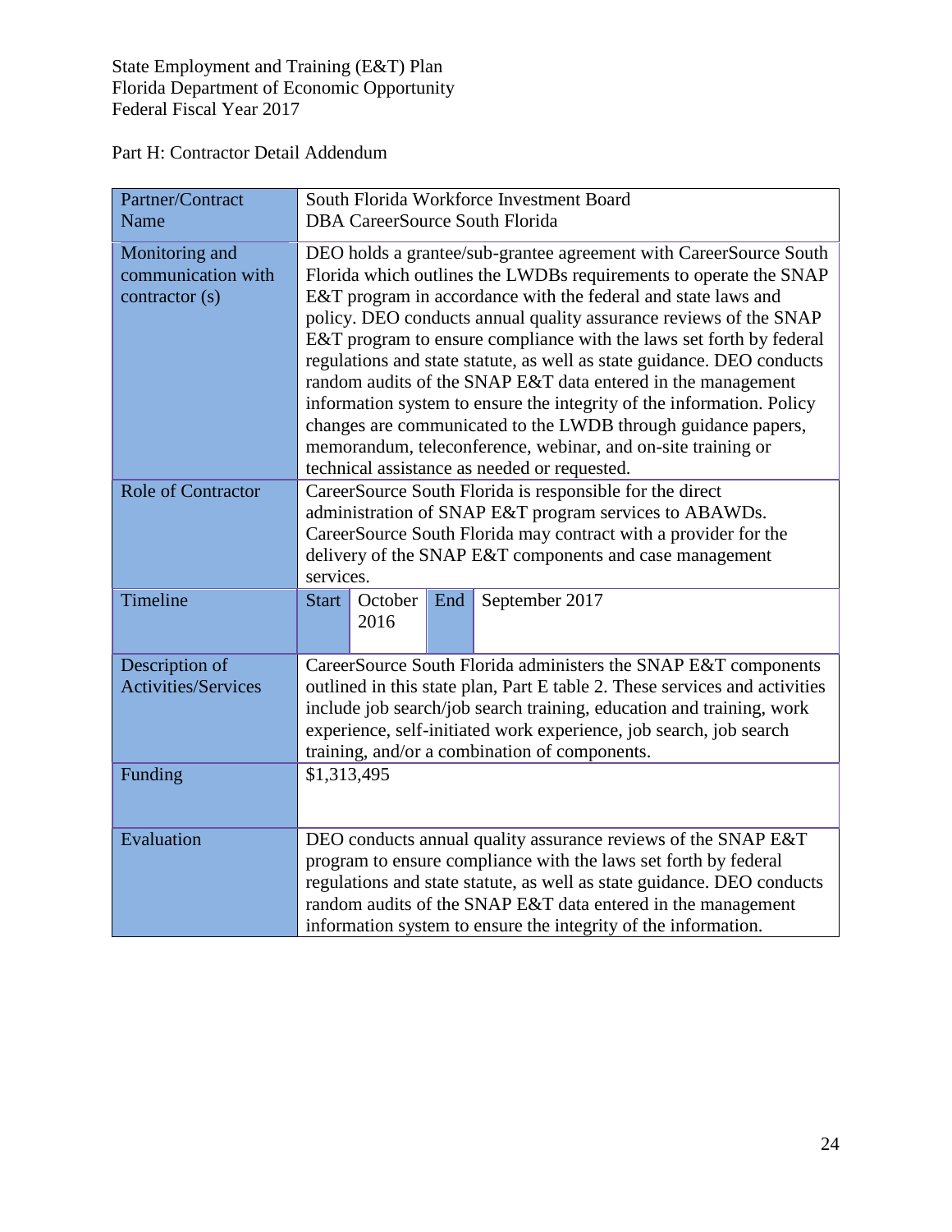State Employment and Training (E&T) Plan
Florida Department of Economic Opportunity
Federal Fiscal Year 2017

Part H: Contractor Detail Addendum

| Partner/Contract Name | South Florida Workforce Investment Board<br>DBA CareerSource South Florida |
|---|---|
| Monitoring and communication with contractor (s) | DEO holds a grantee/sub-grantee agreement with CareerSource South Florida which outlines the LWDBs requirements to operate the SNAP E&T program in accordance with the federal and state laws and policy. DEO conducts annual quality assurance reviews of the SNAP E&T program to ensure compliance with the laws set forth by federal regulations and state statute, as well as state guidance. DEO conducts random audits of the SNAP E&T data entered in the management information system to ensure the integrity of the information. Policy changes are communicated to the LWDB through guidance papers, memorandum, teleconference, webinar, and on-site training or technical assistance as needed or requested. |
| Role of Contractor | CareerSource South Florida is responsible for the direct administration of SNAP E&T program services to ABAWDs. CareerSource South Florida may contract with a provider for the delivery of the SNAP E&T components and case management services. |
| Timeline | Start: October 2016 — End: September 2017 |
| Description of Activities/Services | CareerSource South Florida administers the SNAP E&T components outlined in this state plan, Part E table 2. These services and activities include job search/job search training, education and training, work experience, self-initiated work experience, job search, job search training, and/or a combination of components. |
| Funding | $1,313,495 |
| Evaluation | DEO conducts annual quality assurance reviews of the SNAP E&T program to ensure compliance with the laws set forth by federal regulations and state statute, as well as state guidance. DEO conducts random audits of the SNAP E&T data entered in the management information system to ensure the integrity of the information. |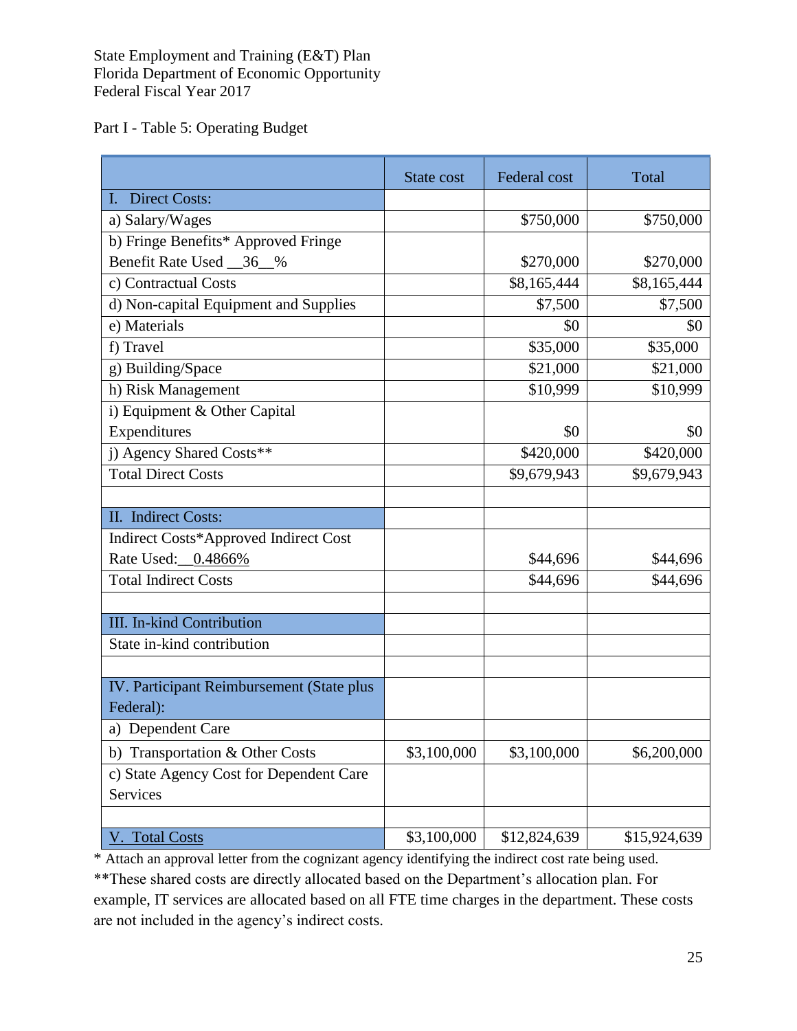State Employment and Training (E&T) Plan
Florida Department of Economic Opportunity
Federal Fiscal Year 2017

Part I - Table 5: Operating Budget

| | State cost | Federal cost | Total |
|---|---|---|---|
| I. Direct Costs: | | | |
| a) Salary/Wages | | $750,000 | $750,000 |
| b) Fringe Benefits* Approved Fringe Benefit Rate Used __36__% | | $270,000 | $270,000 |
| c) Contractual Costs | | $8,165,444 | $8,165,444 |
| d) Non-capital Equipment and Supplies | | $7,500 | $7,500 |
| e) Materials | | $0 | $0 |
| f) Travel | | $35,000 | $35,000 |
| g) Building/Space | | $21,000 | $21,000 |
| h) Risk Management | | $10,999 | $10,999 |
| i) Equipment & Other Capital Expenditures | | $0 | $0 |
| j) Agency Shared Costs** | | $420,000 | $420,000 |
| Total Direct Costs | | $9,679,943 | $9,679,943 |
| | | | |
| II. Indirect Costs: | | | |
| Indirect Costs*Approved Indirect Cost Rate Used:__0.4866% | | $44,696 | $44,696 |
| Total Indirect Costs | | $44,696 | $44,696 |
| | | | |
| III. In-kind Contribution | | | |
| State in-kind contribution | | | |
| | | | |
| IV. Participant Reimbursement (State plus Federal): | | | |
| a) Dependent Care | | | |
| b) Transportation & Other Costs | $3,100,000 | $3,100,000 | $6,200,000 |
| c) State Agency Cost for Dependent Care Services | | | |
| | | | |
| V. Total Costs | $3,100,000 | $12,824,639 | $15,924,639 |

* Attach an approval letter from the cognizant agency identifying the indirect cost rate being used.

**These shared costs are directly allocated based on the Department's allocation plan. For example, IT services are allocated based on all FTE time charges in the department. These costs are not included in the agency's indirect costs.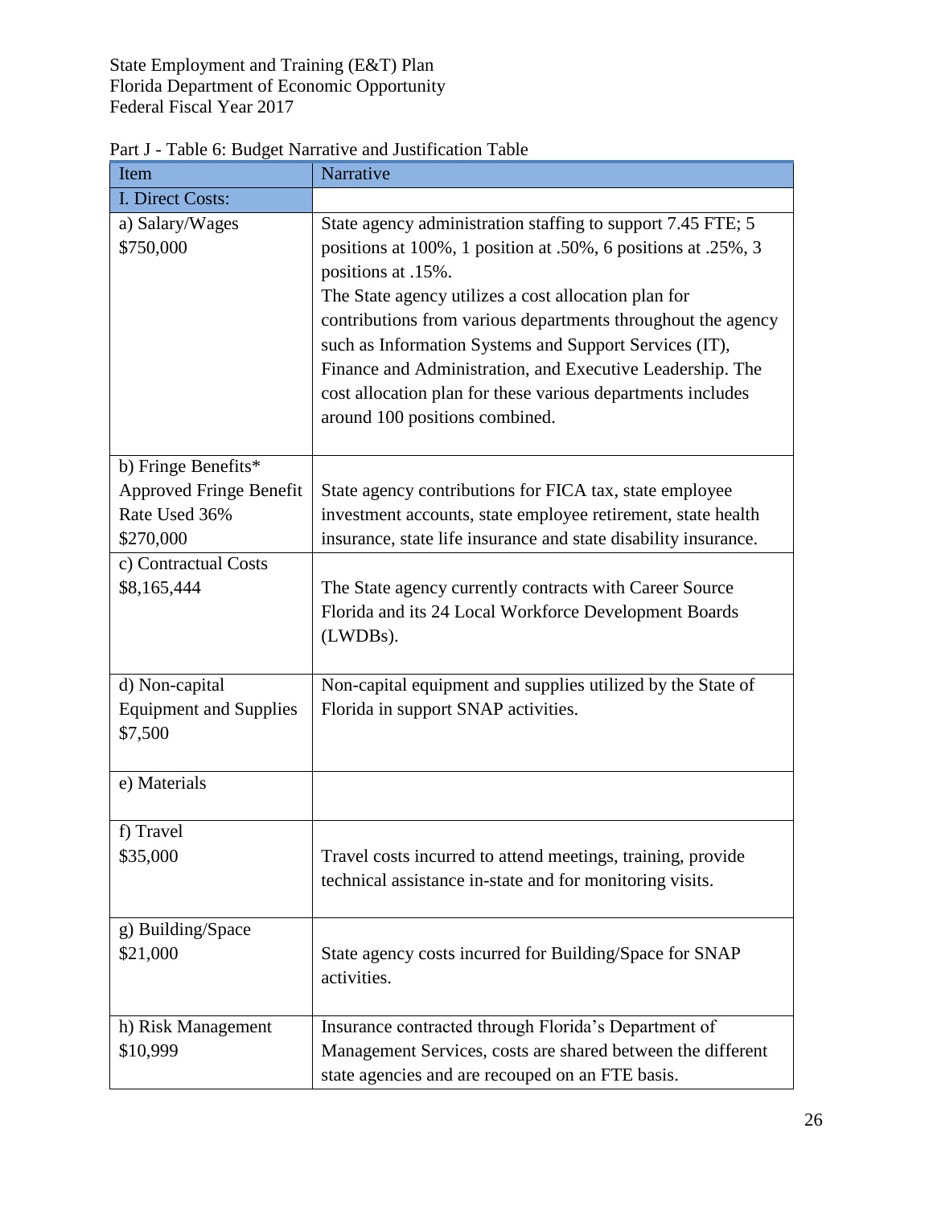State Employment and Training (E&T) Plan
Florida Department of Economic Opportunity
Federal Fiscal Year 2017

Part J - Table 6: Budget Narrative and Justification Table

| Item | Narrative |
|---|---|
| I. Direct Costs: | |
| a) Salary/Wages<br>$750,000 | State agency administration staffing to support 7.45 FTE; 5 positions at 100%, 1 position at .50%, 6 positions at .25%, 3 positions at .15%.<br>The State agency utilizes a cost allocation plan for contributions from various departments throughout the agency such as Information Systems and Support Services (IT), Finance and Administration, and Executive Leadership. The cost allocation plan for these various departments includes around 100 positions combined. |
| b) Fringe Benefits*<br>Approved Fringe Benefit Rate Used 36%<br>$270,000 | State agency contributions for FICA tax, state employee investment accounts, state employee retirement, state health insurance, state life insurance and state disability insurance. |
| c) Contractual Costs<br>$8,165,444 | The State agency currently contracts with Career Source Florida and its 24 Local Workforce Development Boards (LWDBs). |
| d) Non-capital Equipment and Supplies<br>$7,500 | Non-capital equipment and supplies utilized by the State of Florida in support SNAP activities. |
| e) Materials | |
| f) Travel<br>$35,000 | Travel costs incurred to attend meetings, training, provide technical assistance in-state and for monitoring visits. |
| g) Building/Space<br>$21,000 | State agency costs incurred for Building/Space for SNAP activities. |
| h) Risk Management<br>$10,999 | Insurance contracted through Florida's Department of Management Services, costs are shared between the different state agencies and are recouped on an FTE basis. |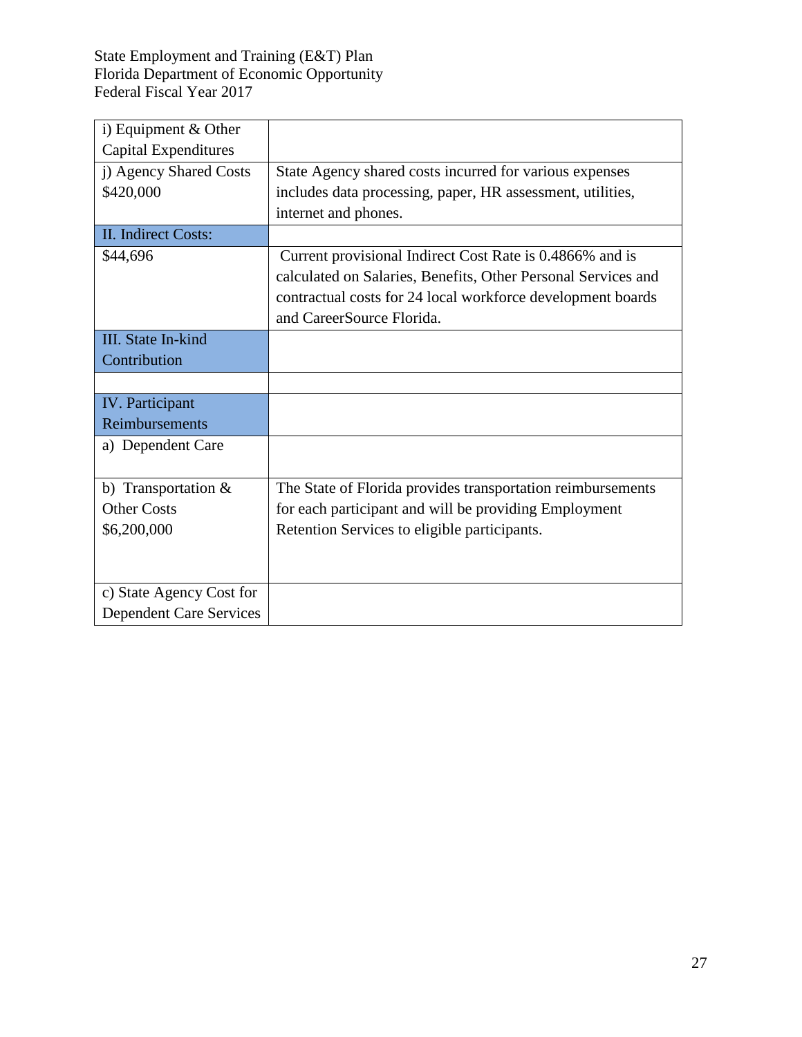| i) Equipment & Other Capital Expenditures | |
|---|---|
| j) Agency Shared Costs $420,000 | State Agency shared costs incurred for various expenses includes data processing, paper, HR assessment, utilities, internet and phones. |
| II. Indirect Costs: | |
| $44,696 | Current provisional Indirect Cost Rate is 0.4866% and is calculated on Salaries, Benefits, Other Personal Services and contractual costs for 24 local workforce development boards and CareerSource Florida. |
| III. State In-kind Contribution | |
| | |
| IV. Participant Reimbursements | |
| a) Dependent Care | |
| b) Transportation & Other Costs $6,200,000 | The State of Florida provides transportation reimbursements for each participant and will be providing Employment Retention Services to eligible participants. |
| c) State Agency Cost for Dependent Care Services | |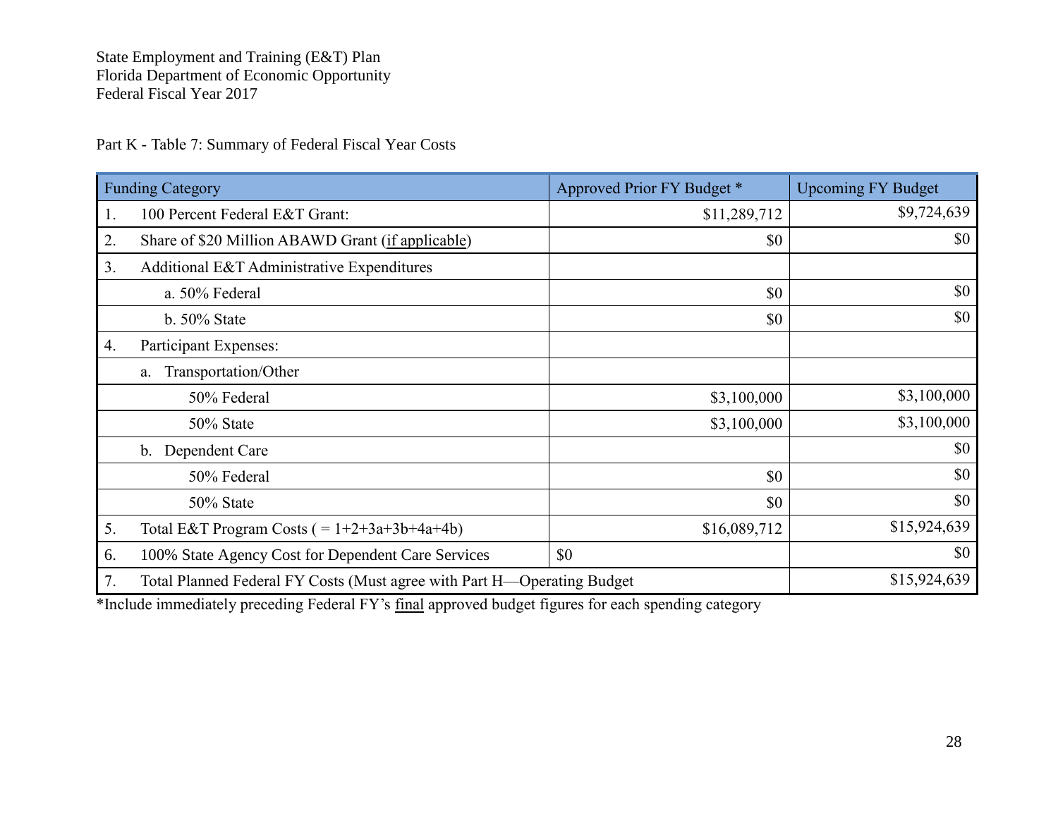State Employment and Training (E&T) Plan
Florida Department of Economic Opportunity
Federal Fiscal Year 2017

Part K - Table 7: Summary of Federal Fiscal Year Costs

| Funding Category | Approved Prior FY Budget * | Upcoming FY Budget |
|---|---|---|
| 1. 100 Percent Federal E&T Grant: | $11,289,712 | $9,724,639 |
| 2. Share of $20 Million ABAWD Grant (<u>if applicable</u>) | $0 | $0 |
| 3. Additional E&T Administrative Expenditures | | |
| a. 50% Federal | $0 | $0 |
| b. 50% State | $0 | $0 |
| 4. Participant Expenses: | | |
| a. Transportation/Other | | |
| 50% Federal | $3,100,000 | $3,100,000 |
| 50% State | $3,100,000 | $3,100,000 |
| b. Dependent Care | | $0 |
| 50% Federal | $0 | $0 |
| 50% State | $0 | $0 |
| 5. Total E&T Program Costs ( = 1+2+3a+3b+4a+4b) | $16,089,712 | $15,924,639 |
| 6. 100% State Agency Cost for Dependent Care Services | $0 | $0 |
| 7. Total Planned Federal FY Costs (Must agree with Part H—Operating Budget | | $15,924,639 |

*Include immediately preceding Federal FY's <u>final</u> approved budget figures for each spending category